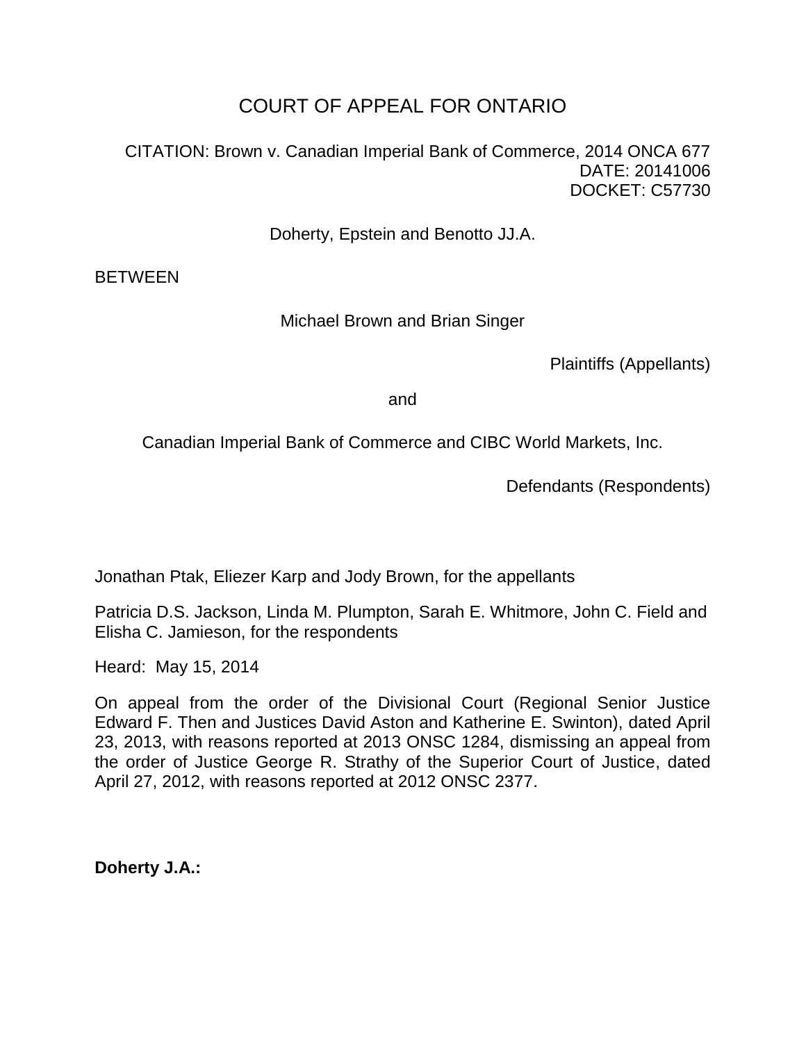# COURT OF APPEAL FOR ONTARIO

CITATION: Brown v. Canadian Imperial Bank of Commerce, 2014 ONCA 677
DATE: 20141006
DOCKET: C57730

Doherty, Epstein and Benotto JJ.A.

BETWEEN

Michael Brown and Brian Singer

Plaintiffs (Appellants)

and

Canadian Imperial Bank of Commerce and CIBC World Markets, Inc.

Defendants (Respondents)

Jonathan Ptak, Eliezer Karp and Jody Brown, for the appellants

Patricia D.S. Jackson, Linda M. Plumpton, Sarah E. Whitmore, John C. Field and Elisha C. Jamieson, for the respondents

Heard: May 15, 2014

On appeal from the order of the Divisional Court (Regional Senior Justice Edward F. Then and Justices David Aston and Katherine E. Swinton), dated April 23, 2013, with reasons reported at 2013 ONSC 1284, dismissing an appeal from the order of Justice George R. Strathy of the Superior Court of Justice, dated April 27, 2012, with reasons reported at 2012 ONSC 2377.

**Doherty J.A.:**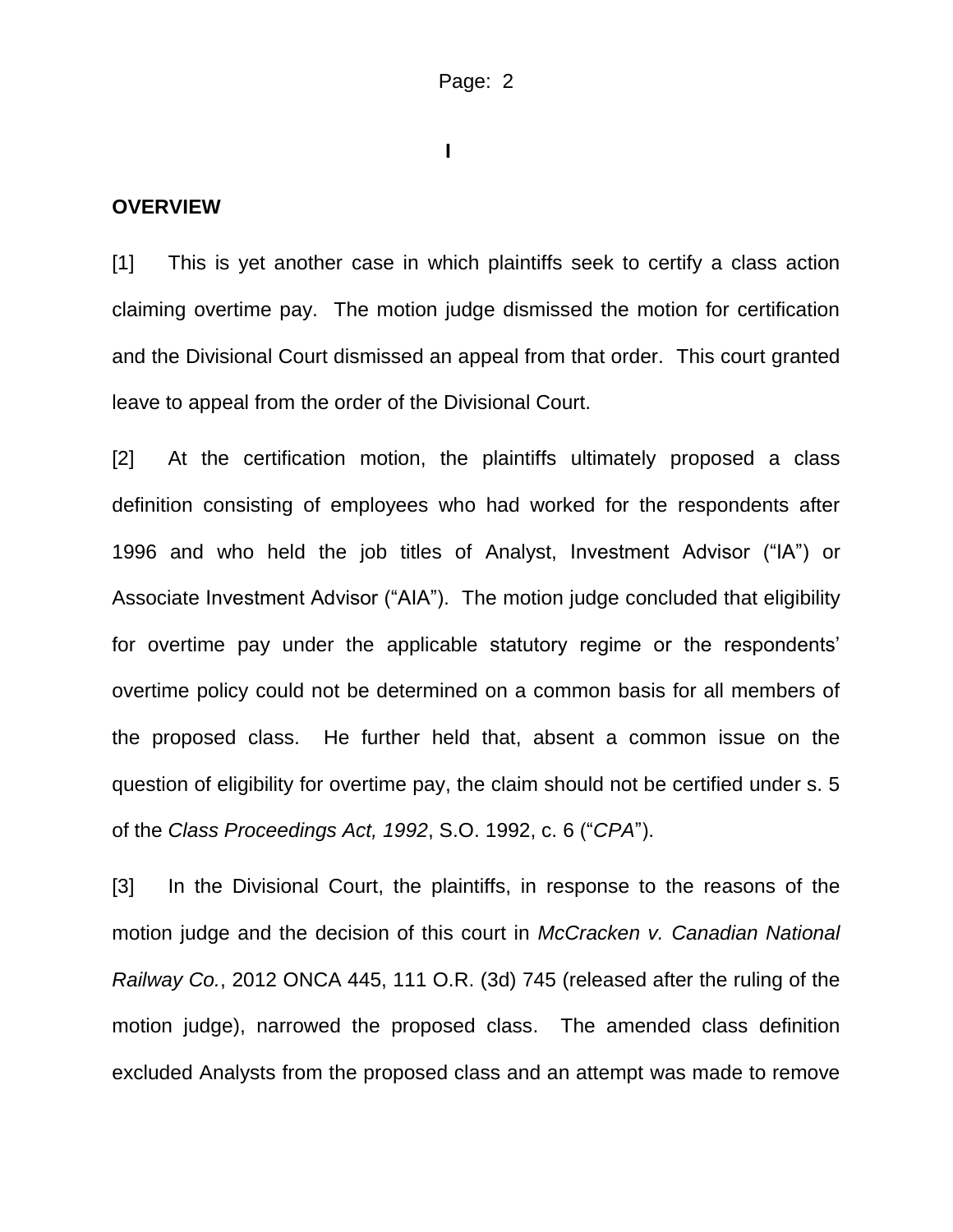## I

## OVERVIEW

[1] This is yet another case in which plaintiffs seek to certify a class action claiming overtime pay. The motion judge dismissed the motion for certification and the Divisional Court dismissed an appeal from that order. This court granted leave to appeal from the order of the Divisional Court.

[2] At the certification motion, the plaintiffs ultimately proposed a class definition consisting of employees who had worked for the respondents after 1996 and who held the job titles of Analyst, Investment Advisor ("IA") or Associate Investment Advisor ("AIA"). The motion judge concluded that eligibility for overtime pay under the applicable statutory regime or the respondents' overtime policy could not be determined on a common basis for all members of the proposed class. He further held that, absent a common issue on the question of eligibility for overtime pay, the claim should not be certified under s. 5 of the *Class Proceedings Act, 1992*, S.O. 1992, c. 6 ("*CPA*").

[3] In the Divisional Court, the plaintiffs, in response to the reasons of the motion judge and the decision of this court in *McCracken v. Canadian National Railway Co.*, 2012 ONCA 445, 111 O.R. (3d) 745 (released after the ruling of the motion judge), narrowed the proposed class. The amended class definition excluded Analysts from the proposed class and an attempt was made to remove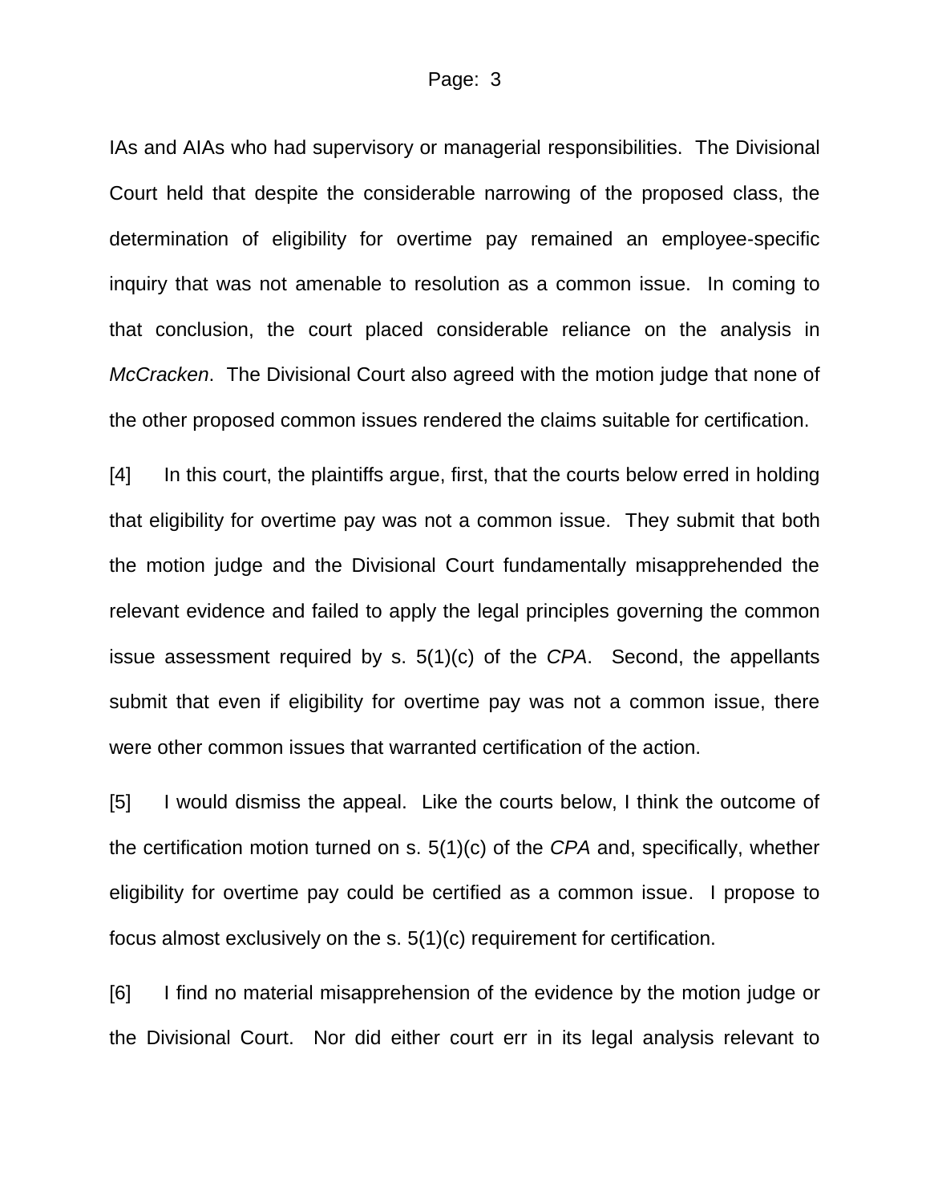IAs and AIAs who had supervisory or managerial responsibilities. The Divisional Court held that despite the considerable narrowing of the proposed class, the determination of eligibility for overtime pay remained an employee-specific inquiry that was not amenable to resolution as a common issue. In coming to that conclusion, the court placed considerable reliance on the analysis in *McCracken*. The Divisional Court also agreed with the motion judge that none of the other proposed common issues rendered the claims suitable for certification.

[4] In this court, the plaintiffs argue, first, that the courts below erred in holding that eligibility for overtime pay was not a common issue. They submit that both the motion judge and the Divisional Court fundamentally misapprehended the relevant evidence and failed to apply the legal principles governing the common issue assessment required by s. 5(1)(c) of the *CPA*. Second, the appellants submit that even if eligibility for overtime pay was not a common issue, there were other common issues that warranted certification of the action.

[5] I would dismiss the appeal. Like the courts below, I think the outcome of the certification motion turned on s. 5(1)(c) of the *CPA* and, specifically, whether eligibility for overtime pay could be certified as a common issue. I propose to focus almost exclusively on the s. 5(1)(c) requirement for certification.

[6] I find no material misapprehension of the evidence by the motion judge or the Divisional Court. Nor did either court err in its legal analysis relevant to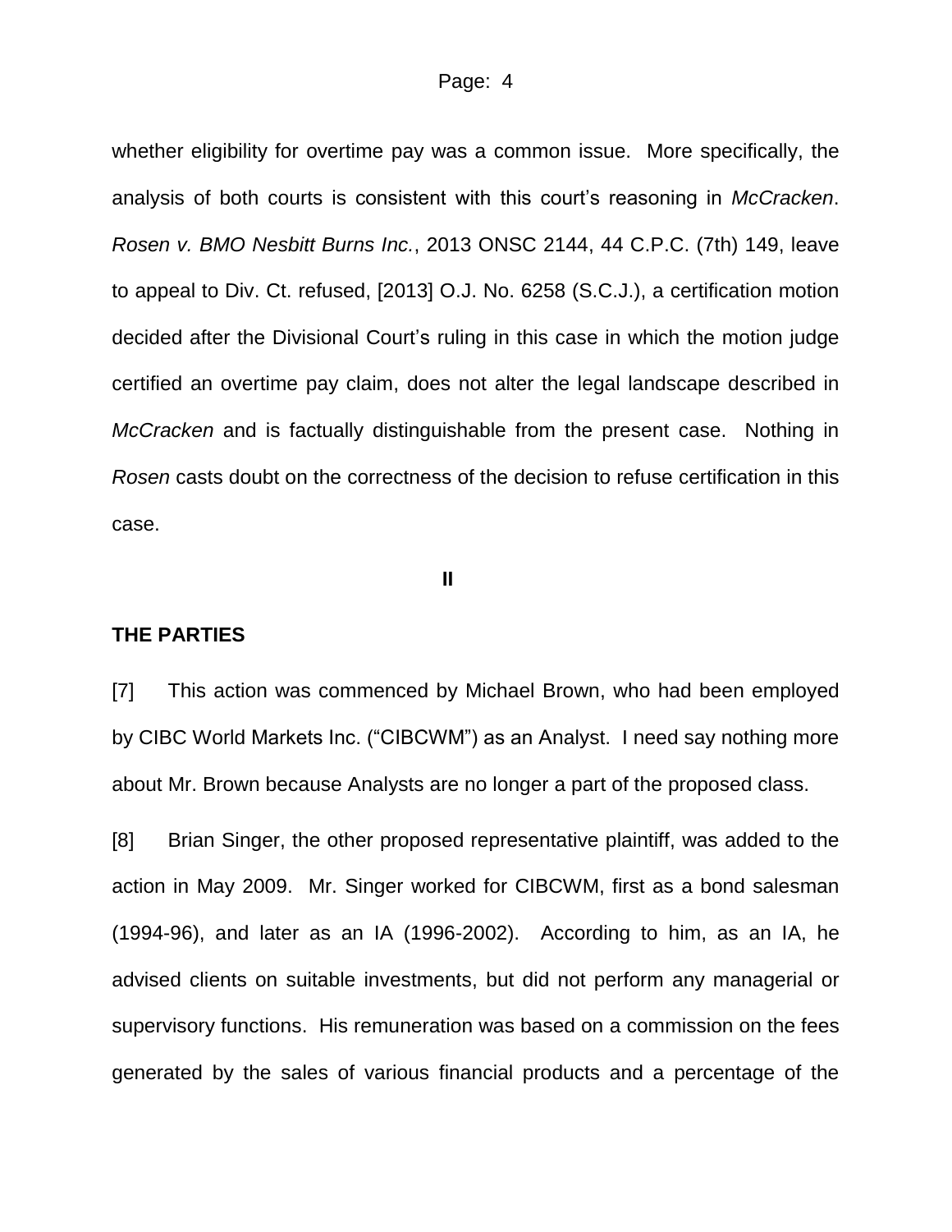whether eligibility for overtime pay was a common issue. More specifically, the analysis of both courts is consistent with this court's reasoning in *McCracken*. *Rosen v. BMO Nesbitt Burns Inc.*, 2013 ONSC 2144, 44 C.P.C. (7th) 149, leave to appeal to Div. Ct. refused, [2013] O.J. No. 6258 (S.C.J.), a certification motion decided after the Divisional Court's ruling in this case in which the motion judge certified an overtime pay claim, does not alter the legal landscape described in *McCracken* and is factually distinguishable from the present case. Nothing in *Rosen* casts doubt on the correctness of the decision to refuse certification in this case.

**II**

**THE PARTIES**

[7] This action was commenced by Michael Brown, who had been employed by CIBC World Markets Inc. ("CIBCWM") as an Analyst. I need say nothing more about Mr. Brown because Analysts are no longer a part of the proposed class.

[8] Brian Singer, the other proposed representative plaintiff, was added to the action in May 2009. Mr. Singer worked for CIBCWM, first as a bond salesman (1994-96), and later as an IA (1996-2002). According to him, as an IA, he advised clients on suitable investments, but did not perform any managerial or supervisory functions. His remuneration was based on a commission on the fees generated by the sales of various financial products and a percentage of the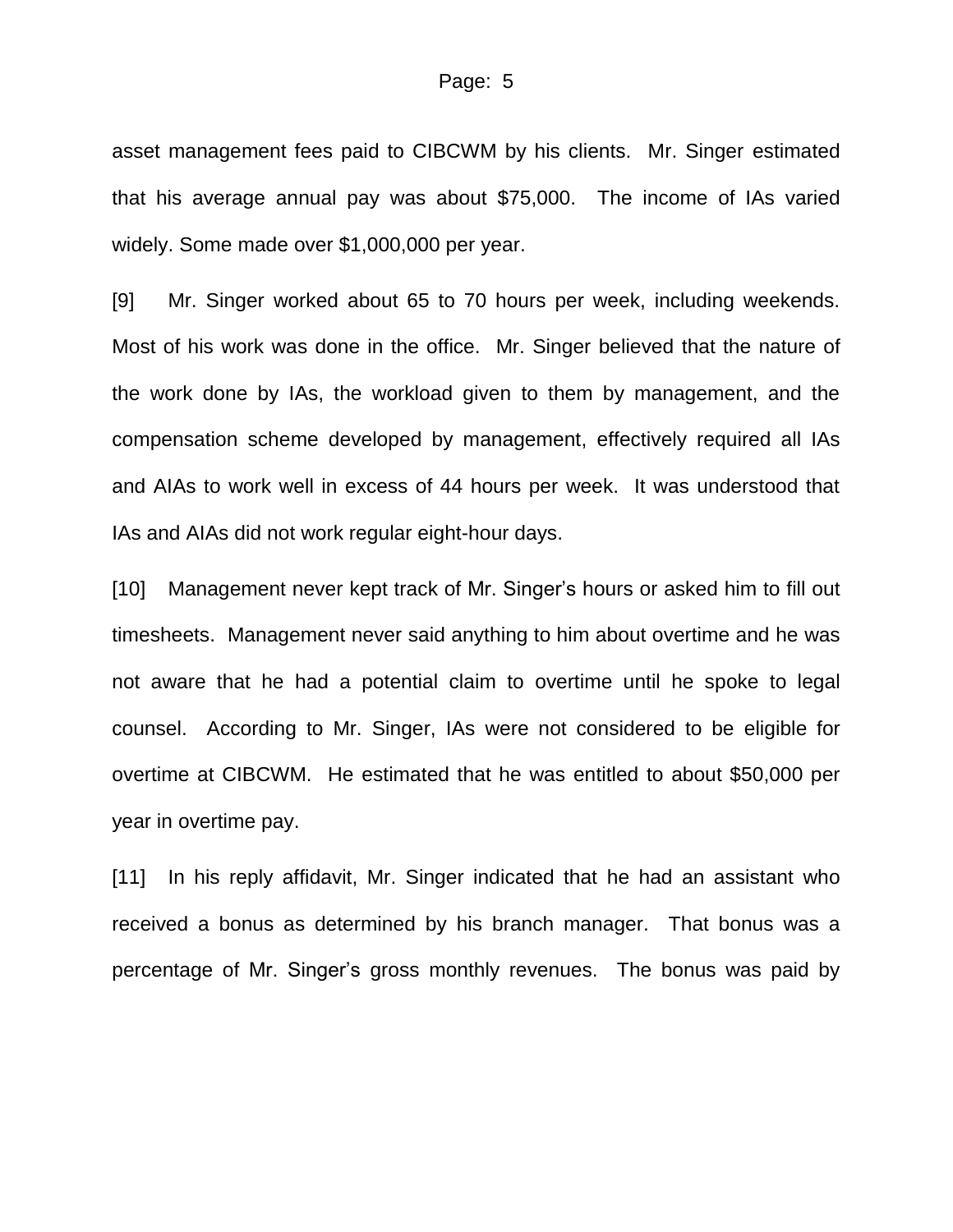asset management fees paid to CIBCWM by his clients. Mr. Singer estimated that his average annual pay was about $75,000. The income of IAs varied widely. Some made over $1,000,000 per year.

[9] Mr. Singer worked about 65 to 70 hours per week, including weekends. Most of his work was done in the office. Mr. Singer believed that the nature of the work done by IAs, the workload given to them by management, and the compensation scheme developed by management, effectively required all IAs and AIAs to work well in excess of 44 hours per week. It was understood that IAs and AIAs did not work regular eight-hour days.

[10] Management never kept track of Mr. Singer's hours or asked him to fill out timesheets. Management never said anything to him about overtime and he was not aware that he had a potential claim to overtime until he spoke to legal counsel. According to Mr. Singer, IAs were not considered to be eligible for overtime at CIBCWM. He estimated that he was entitled to about $50,000 per year in overtime pay.

[11] In his reply affidavit, Mr. Singer indicated that he had an assistant who received a bonus as determined by his branch manager. That bonus was a percentage of Mr. Singer's gross monthly revenues. The bonus was paid by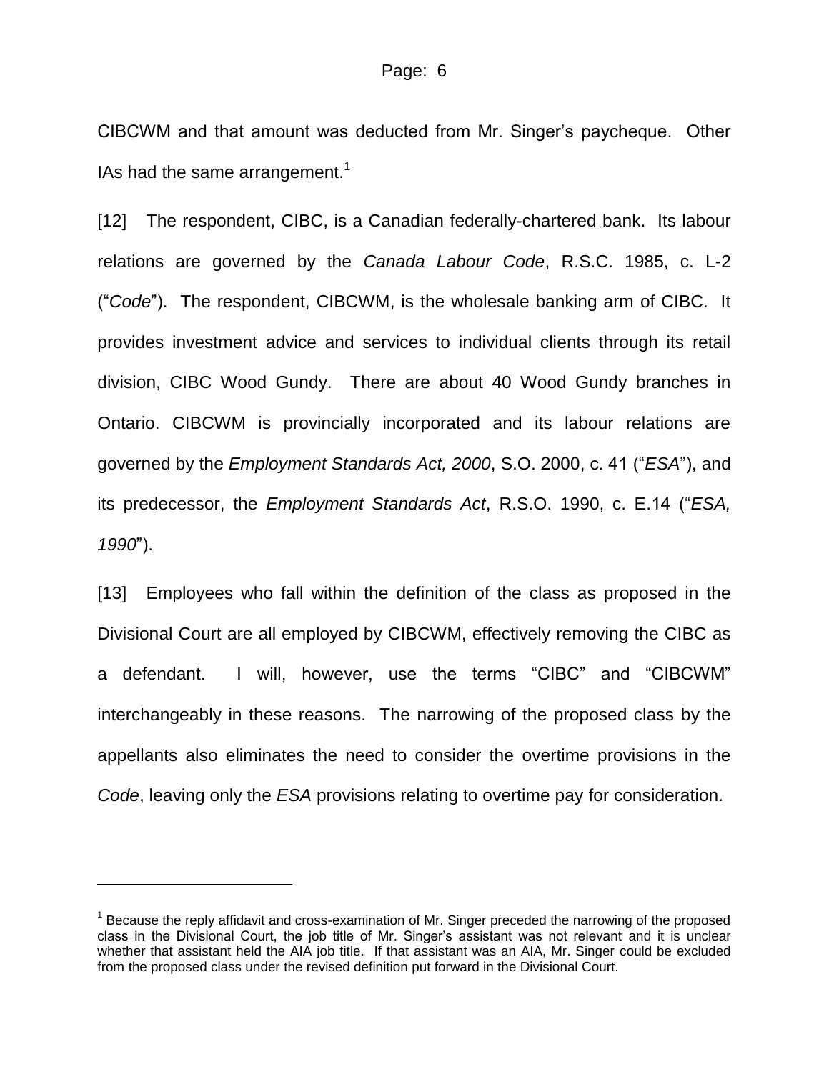CIBCWM and that amount was deducted from Mr. Singer's paycheque. Other IAs had the same arrangement.[1]

[12] The respondent, CIBC, is a Canadian federally-chartered bank. Its labour relations are governed by the *Canada Labour Code*, R.S.C. 1985, c. L-2 ("*Code*"). The respondent, CIBCWM, is the wholesale banking arm of CIBC. It provides investment advice and services to individual clients through its retail division, CIBC Wood Gundy. There are about 40 Wood Gundy branches in Ontario. CIBCWM is provincially incorporated and its labour relations are governed by the *Employment Standards Act, 2000*, S.O. 2000, c. 41 ("*ESA*"), and its predecessor, the *Employment Standards Act*, R.S.O. 1990, c. E.14 ("*ESA, 1990*").

[13] Employees who fall within the definition of the class as proposed in the Divisional Court are all employed by CIBCWM, effectively removing the CIBC as a defendant. I will, however, use the terms "CIBC" and "CIBCWM" interchangeably in these reasons. The narrowing of the proposed class by the appellants also eliminates the need to consider the overtime provisions in the *Code*, leaving only the *ESA* provisions relating to overtime pay for consideration.

---

[1] Because the reply affidavit and cross-examination of Mr. Singer preceded the narrowing of the proposed class in the Divisional Court, the job title of Mr. Singer's assistant was not relevant and it is unclear whether that assistant held the AIA job title. If that assistant was an AIA, Mr. Singer could be excluded from the proposed class under the revised definition put forward in the Divisional Court.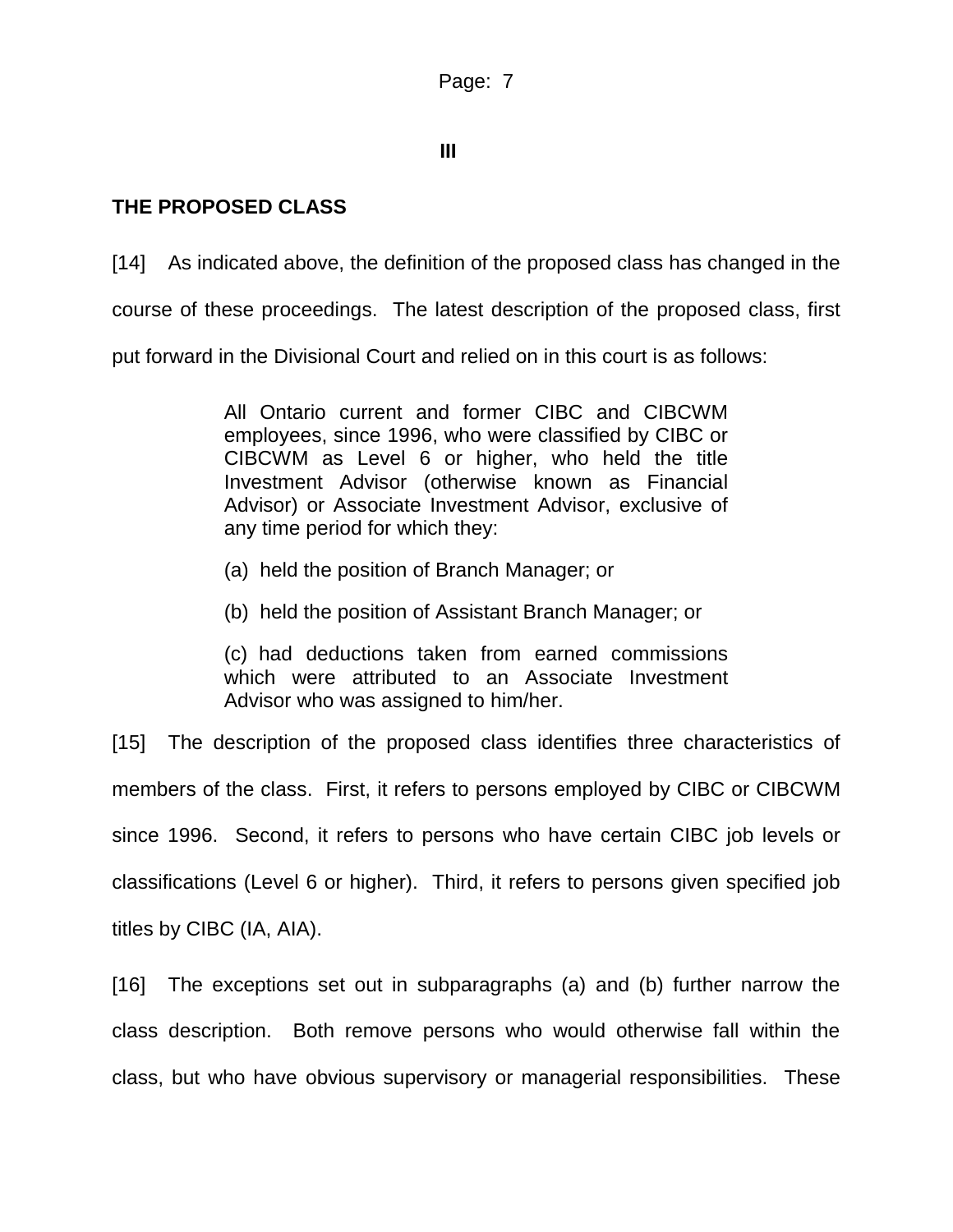**III**

## THE PROPOSED CLASS

[14] As indicated above, the definition of the proposed class has changed in the course of these proceedings. The latest description of the proposed class, first put forward in the Divisional Court and relied on in this court is as follows:

> All Ontario current and former CIBC and CIBCWM employees, since 1996, who were classified by CIBC or CIBCWM as Level 6 or higher, who held the title Investment Advisor (otherwise known as Financial Advisor) or Associate Investment Advisor, exclusive of any time period for which they:
>
> (a) held the position of Branch Manager; or
>
> (b) held the position of Assistant Branch Manager; or
>
> (c) had deductions taken from earned commissions which were attributed to an Associate Investment Advisor who was assigned to him/her.

[15] The description of the proposed class identifies three characteristics of members of the class. First, it refers to persons employed by CIBC or CIBCWM since 1996. Second, it refers to persons who have certain CIBC job levels or classifications (Level 6 or higher). Third, it refers to persons given specified job titles by CIBC (IA, AIA).

[16] The exceptions set out in subparagraphs (a) and (b) further narrow the class description. Both remove persons who would otherwise fall within the class, but who have obvious supervisory or managerial responsibilities. These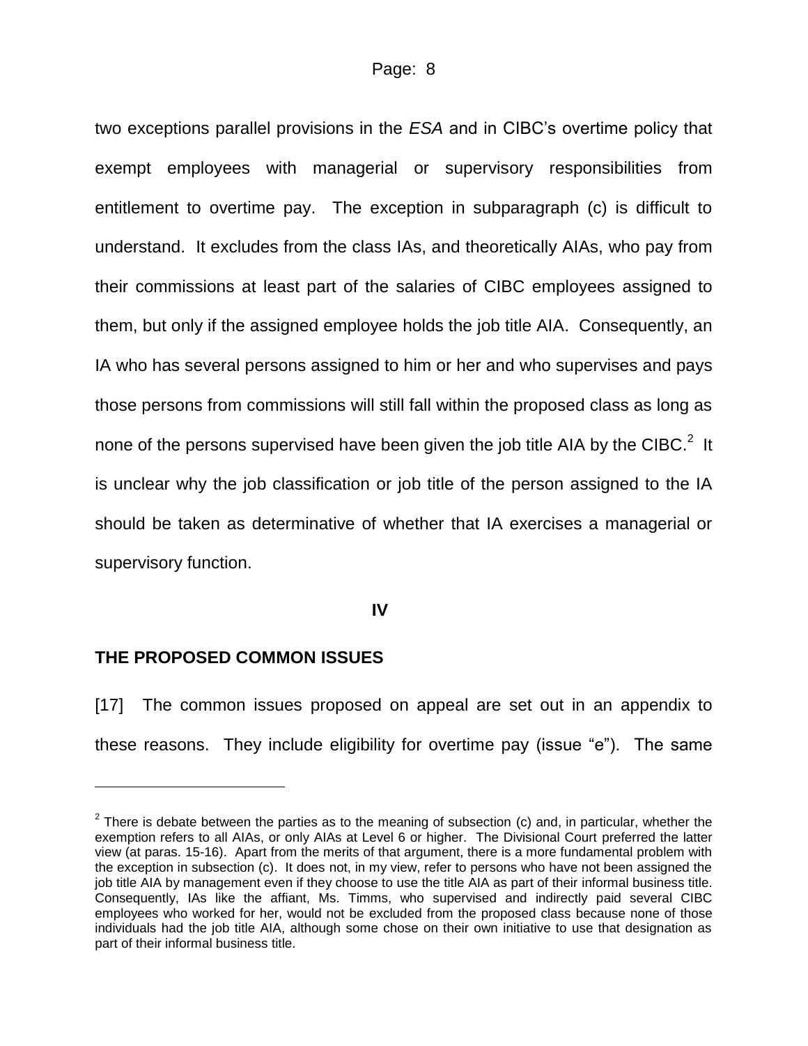two exceptions parallel provisions in the *ESA* and in CIBC's overtime policy that exempt employees with managerial or supervisory responsibilities from entitlement to overtime pay. The exception in subparagraph (c) is difficult to understand. It excludes from the class IAs, and theoretically AIAs, who pay from their commissions at least part of the salaries of CIBC employees assigned to them, but only if the assigned employee holds the job title AIA. Consequently, an IA who has several persons assigned to him or her and who supervises and pays those persons from commissions will still fall within the proposed class as long as none of the persons supervised have been given the job title AIA by the CIBC.[2] It is unclear why the job classification or job title of the person assigned to the IA should be taken as determinative of whether that IA exercises a managerial or supervisory function.

## IV

## THE PROPOSED COMMON ISSUES

[17] The common issues proposed on appeal are set out in an appendix to these reasons. They include eligibility for overtime pay (issue "e"). The same

---

[2] There is debate between the parties as to the meaning of subsection (c) and, in particular, whether the exemption refers to all AIAs, or only AIAs at Level 6 or higher. The Divisional Court preferred the latter view (at paras. 15-16). Apart from the merits of that argument, there is a more fundamental problem with the exception in subsection (c). It does not, in my view, refer to persons who have not been assigned the job title AIA by management even if they choose to use the title AIA as part of their informal business title. Consequently, IAs like the affiant, Ms. Timms, who supervised and indirectly paid several CIBC employees who worked for her, would not be excluded from the proposed class because none of those individuals had the job title AIA, although some chose on their own initiative to use that designation as part of their informal business title.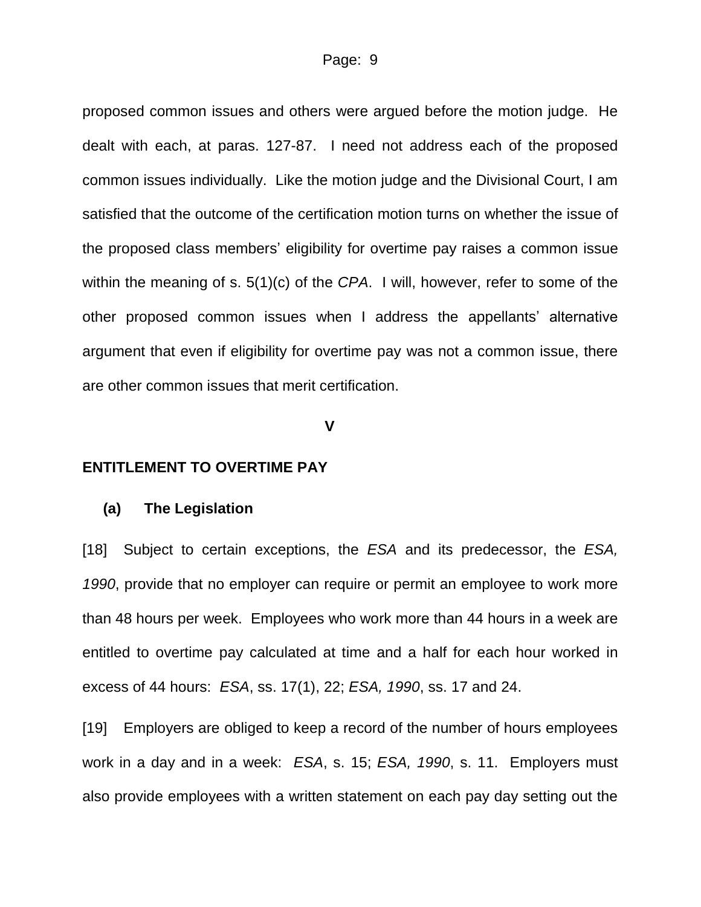proposed common issues and others were argued before the motion judge. He dealt with each, at paras. 127-87. I need not address each of the proposed common issues individually. Like the motion judge and the Divisional Court, I am satisfied that the outcome of the certification motion turns on whether the issue of the proposed class members' eligibility for overtime pay raises a common issue within the meaning of s. 5(1)(c) of the *CPA*. I will, however, refer to some of the other proposed common issues when I address the appellants' alternative argument that even if eligibility for overtime pay was not a common issue, there are other common issues that merit certification.

## V

## ENTITLEMENT TO OVERTIME PAY

### (a) The Legislation

[18] Subject to certain exceptions, the *ESA* and its predecessor, the *ESA, 1990*, provide that no employer can require or permit an employee to work more than 48 hours per week. Employees who work more than 44 hours in a week are entitled to overtime pay calculated at time and a half for each hour worked in excess of 44 hours: *ESA*, ss. 17(1), 22; *ESA, 1990*, ss. 17 and 24.

[19] Employers are obliged to keep a record of the number of hours employees work in a day and in a week: *ESA*, s. 15; *ESA, 1990*, s. 11. Employers must also provide employees with a written statement on each pay day setting out the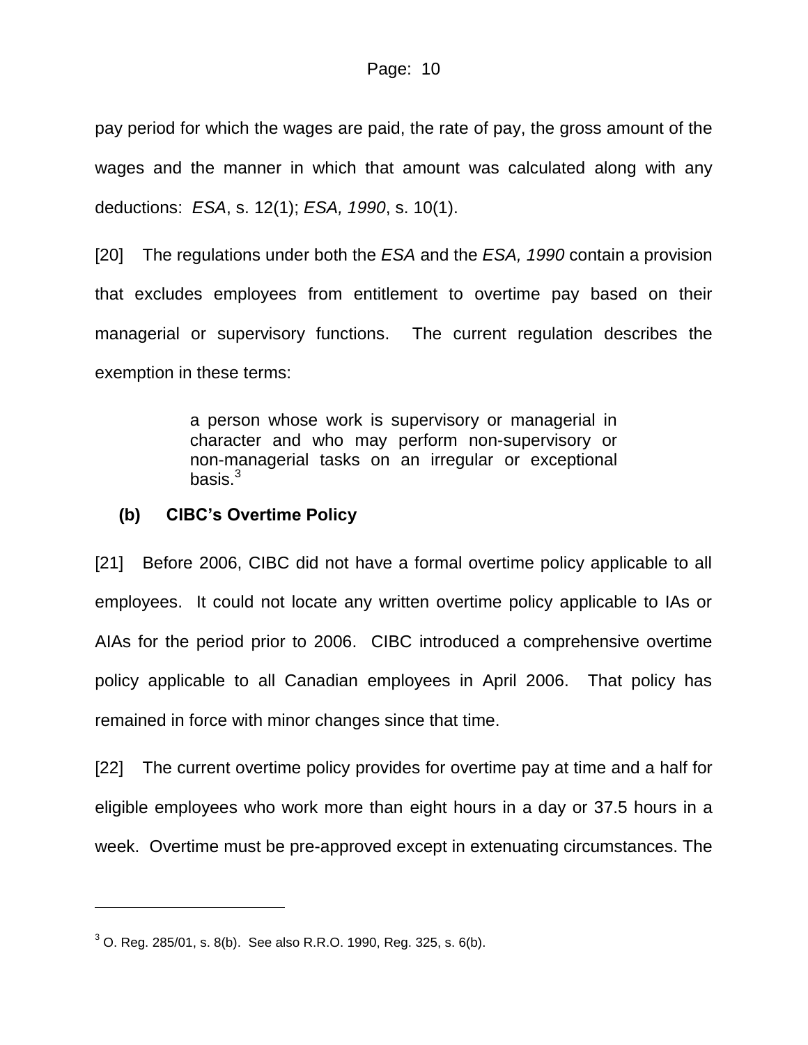pay period for which the wages are paid, the rate of pay, the gross amount of the wages and the manner in which that amount was calculated along with any deductions: *ESA*, s. 12(1); *ESA, 1990*, s. 10(1).

[20] The regulations under both the *ESA* and the *ESA, 1990* contain a provision that excludes employees from entitlement to overtime pay based on their managerial or supervisory functions. The current regulation describes the exemption in these terms:

> a person whose work is supervisory or managerial in character and who may perform non-supervisory or non-managerial tasks on an irregular or exceptional basis.[3]

### (b) CIBC's Overtime Policy

[21] Before 2006, CIBC did not have a formal overtime policy applicable to all employees. It could not locate any written overtime policy applicable to IAs or AIAs for the period prior to 2006. CIBC introduced a comprehensive overtime policy applicable to all Canadian employees in April 2006. That policy has remained in force with minor changes since that time.

[22] The current overtime policy provides for overtime pay at time and a half for eligible employees who work more than eight hours in a day or 37.5 hours in a week. Overtime must be pre-approved except in extenuating circumstances. The

---

[3] O. Reg. 285/01, s. 8(b). See also R.R.O. 1990, Reg. 325, s. 6(b).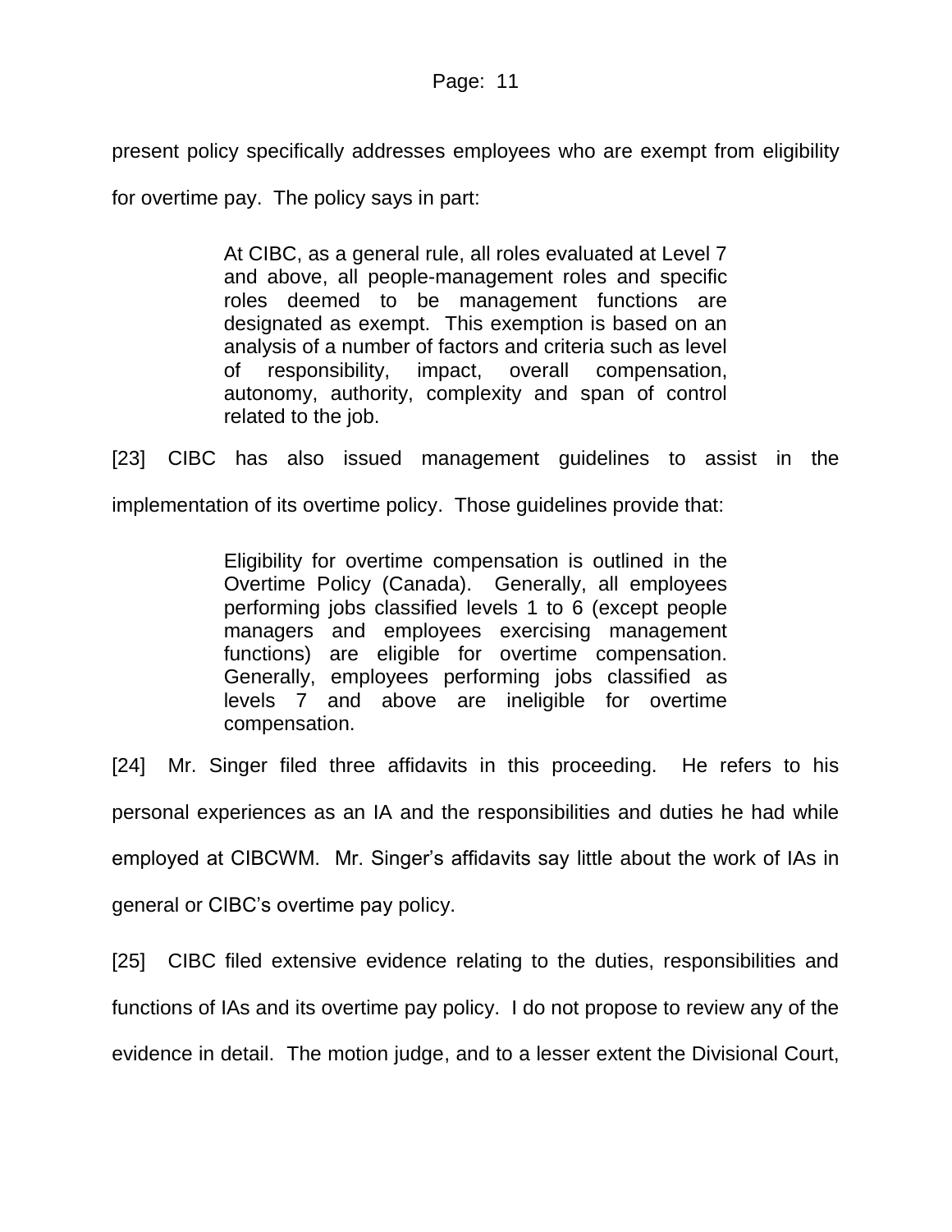present policy specifically addresses employees who are exempt from eligibility for overtime pay. The policy says in part:

> At CIBC, as a general rule, all roles evaluated at Level 7 and above, all people-management roles and specific roles deemed to be management functions are designated as exempt. This exemption is based on an analysis of a number of factors and criteria such as level of responsibility, impact, overall compensation, autonomy, authority, complexity and span of control related to the job.

[23] CIBC has also issued management guidelines to assist in the implementation of its overtime policy. Those guidelines provide that:

> Eligibility for overtime compensation is outlined in the Overtime Policy (Canada). Generally, all employees performing jobs classified levels 1 to 6 (except people managers and employees exercising management functions) are eligible for overtime compensation. Generally, employees performing jobs classified as levels 7 and above are ineligible for overtime compensation.

[24] Mr. Singer filed three affidavits in this proceeding. He refers to his personal experiences as an IA and the responsibilities and duties he had while employed at CIBCWM. Mr. Singer's affidavits say little about the work of IAs in general or CIBC's overtime pay policy.

[25] CIBC filed extensive evidence relating to the duties, responsibilities and functions of IAs and its overtime pay policy. I do not propose to review any of the evidence in detail. The motion judge, and to a lesser extent the Divisional Court,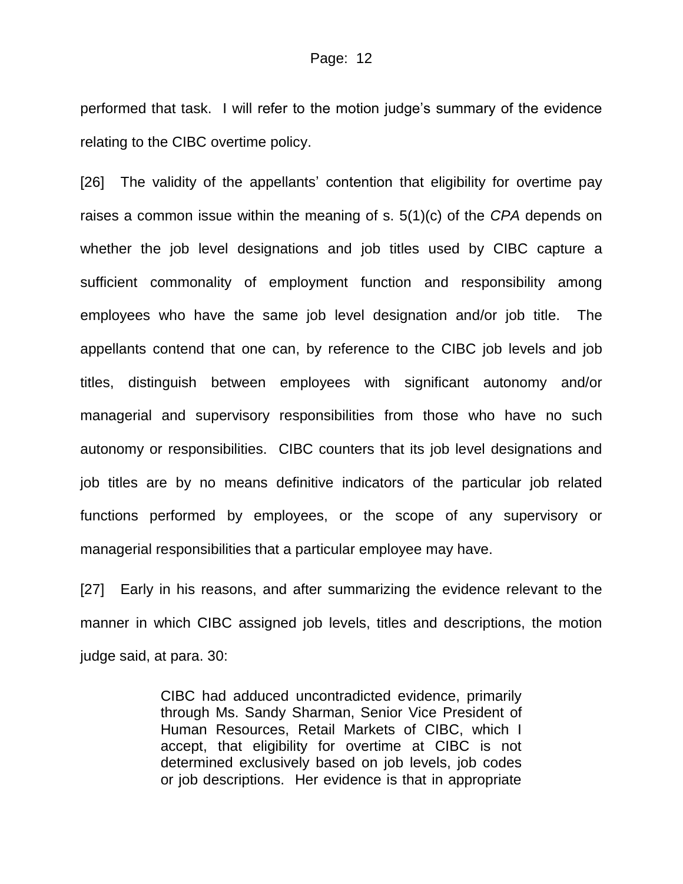performed that task. I will refer to the motion judge's summary of the evidence relating to the CIBC overtime policy.

[26] The validity of the appellants' contention that eligibility for overtime pay raises a common issue within the meaning of s. 5(1)(c) of the *CPA* depends on whether the job level designations and job titles used by CIBC capture a sufficient commonality of employment function and responsibility among employees who have the same job level designation and/or job title. The appellants contend that one can, by reference to the CIBC job levels and job titles, distinguish between employees with significant autonomy and/or managerial and supervisory responsibilities from those who have no such autonomy or responsibilities. CIBC counters that its job level designations and job titles are by no means definitive indicators of the particular job related functions performed by employees, or the scope of any supervisory or managerial responsibilities that a particular employee may have.

[27] Early in his reasons, and after summarizing the evidence relevant to the manner in which CIBC assigned job levels, titles and descriptions, the motion judge said, at para. 30:

> CIBC had adduced uncontradicted evidence, primarily through Ms. Sandy Sharman, Senior Vice President of Human Resources, Retail Markets of CIBC, which I accept, that eligibility for overtime at CIBC is not determined exclusively based on job levels, job codes or job descriptions. Her evidence is that in appropriate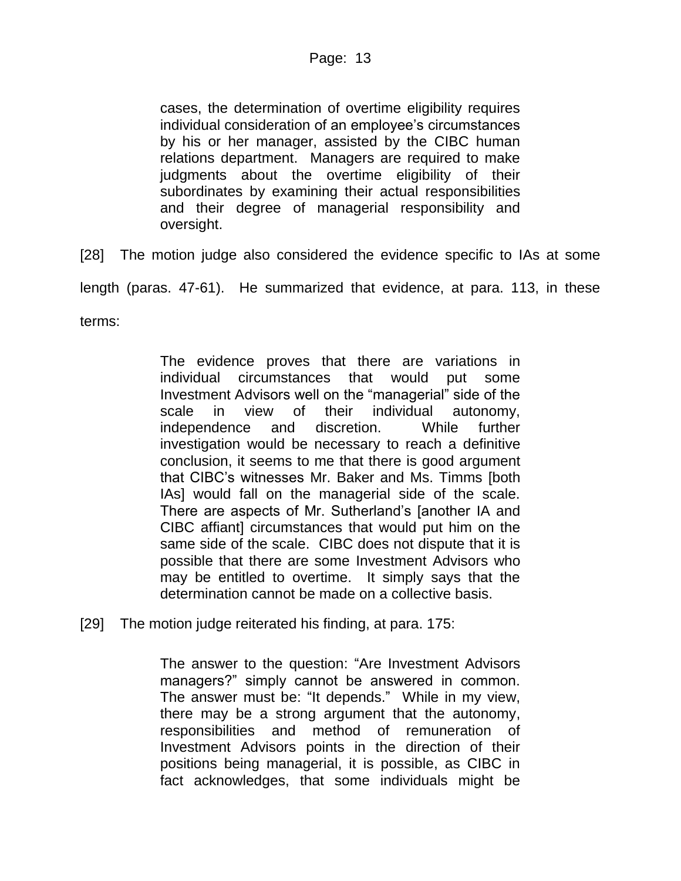> cases, the determination of overtime eligibility requires individual consideration of an employee's circumstances by his or her manager, assisted by the CIBC human relations department. Managers are required to make judgments about the overtime eligibility of their subordinates by examining their actual responsibilities and their degree of managerial responsibility and oversight.

[28] The motion judge also considered the evidence specific to IAs at some length (paras. 47-61). He summarized that evidence, at para. 113, in these terms:

> The evidence proves that there are variations in individual circumstances that would put some Investment Advisors well on the "managerial" side of the scale in view of their individual autonomy, independence and discretion. While further investigation would be necessary to reach a definitive conclusion, it seems to me that there is good argument that CIBC's witnesses Mr. Baker and Ms. Timms [both IAs] would fall on the managerial side of the scale. There are aspects of Mr. Sutherland's [another IA and CIBC affiant] circumstances that would put him on the same side of the scale. CIBC does not dispute that it is possible that there are some Investment Advisors who may be entitled to overtime. It simply says that the determination cannot be made on a collective basis.

[29] The motion judge reiterated his finding, at para. 175:

> The answer to the question: "Are Investment Advisors managers?" simply cannot be answered in common. The answer must be: "It depends." While in my view, there may be a strong argument that the autonomy, responsibilities and method of remuneration of Investment Advisors points in the direction of their positions being managerial, it is possible, as CIBC in fact acknowledges, that some individuals might be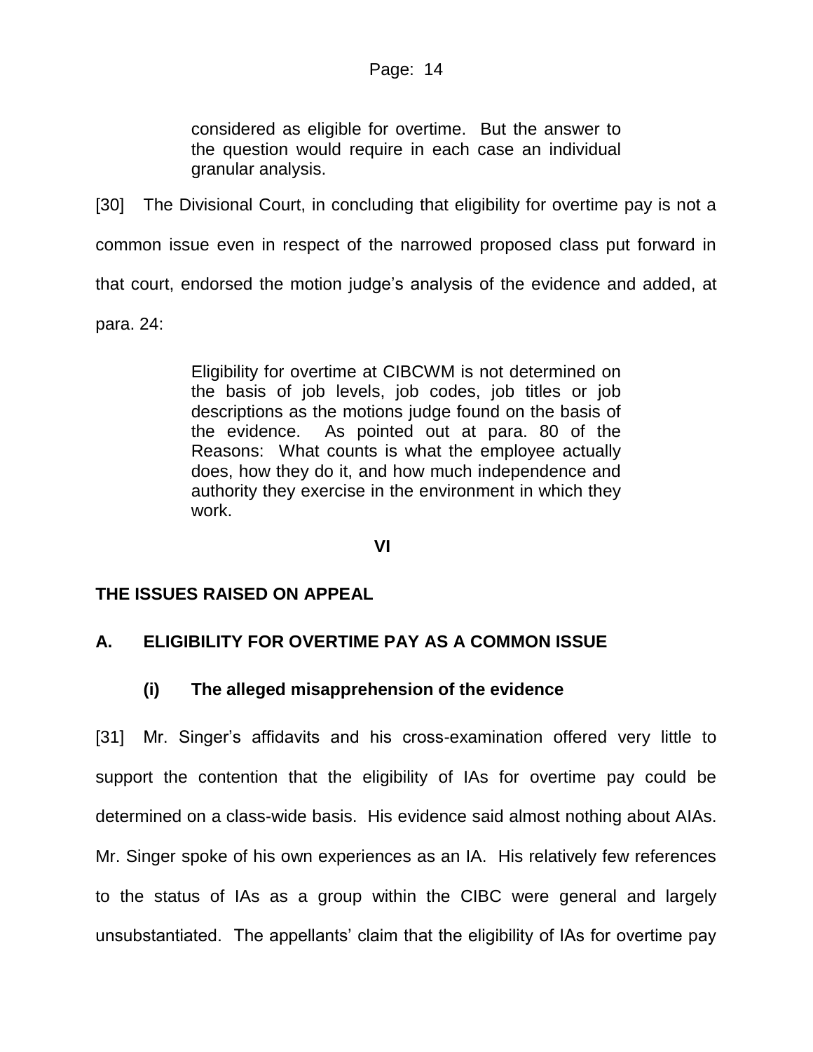> considered as eligible for overtime. But the answer to the question would require in each case an individual granular analysis.

[30] The Divisional Court, in concluding that eligibility for overtime pay is not a common issue even in respect of the narrowed proposed class put forward in that court, endorsed the motion judge's analysis of the evidence and added, at para. 24:

> Eligibility for overtime at CIBCWM is not determined on the basis of job levels, job codes, job titles or job descriptions as the motions judge found on the basis of the evidence. As pointed out at para. 80 of the Reasons: What counts is what the employee actually does, how they do it, and how much independence and authority they exercise in the environment in which they work.

## VI

## THE ISSUES RAISED ON APPEAL

### A. ELIGIBILITY FOR OVERTIME PAY AS A COMMON ISSUE

#### (i) The alleged misapprehension of the evidence

[31] Mr. Singer's affidavits and his cross-examination offered very little to support the contention that the eligibility of IAs for overtime pay could be determined on a class-wide basis. His evidence said almost nothing about AIAs. Mr. Singer spoke of his own experiences as an IA. His relatively few references to the status of IAs as a group within the CIBC were general and largely unsubstantiated. The appellants' claim that the eligibility of IAs for overtime pay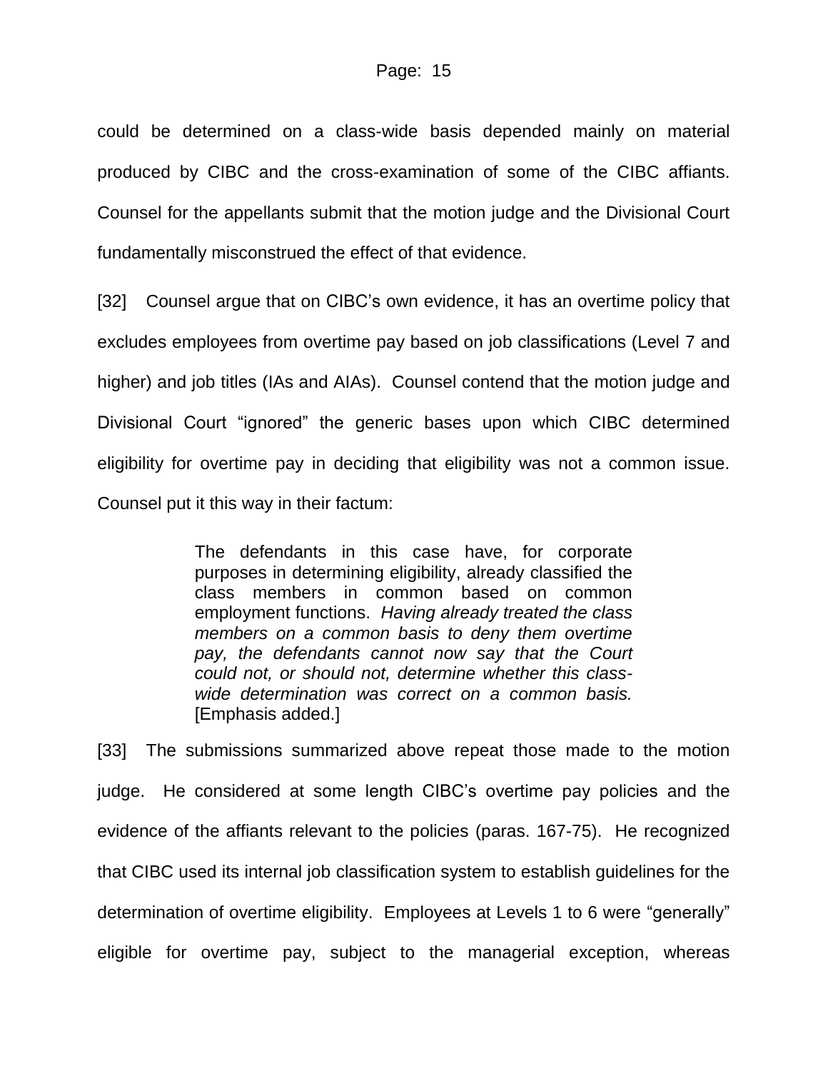could be determined on a class-wide basis depended mainly on material produced by CIBC and the cross-examination of some of the CIBC affiants. Counsel for the appellants submit that the motion judge and the Divisional Court fundamentally misconstrued the effect of that evidence.

[32] Counsel argue that on CIBC's own evidence, it has an overtime policy that excludes employees from overtime pay based on job classifications (Level 7 and higher) and job titles (IAs and AIAs). Counsel contend that the motion judge and Divisional Court "ignored" the generic bases upon which CIBC determined eligibility for overtime pay in deciding that eligibility was not a common issue. Counsel put it this way in their factum:

> The defendants in this case have, for corporate purposes in determining eligibility, already classified the class members in common based on common employment functions. *Having already treated the class members on a common basis to deny them overtime pay, the defendants cannot now say that the Court could not, or should not, determine whether this class-wide determination was correct on a common basis.* [Emphasis added.]

[33] The submissions summarized above repeat those made to the motion judge. He considered at some length CIBC's overtime pay policies and the evidence of the affiants relevant to the policies (paras. 167-75). He recognized that CIBC used its internal job classification system to establish guidelines for the determination of overtime eligibility. Employees at Levels 1 to 6 were "generally" eligible for overtime pay, subject to the managerial exception, whereas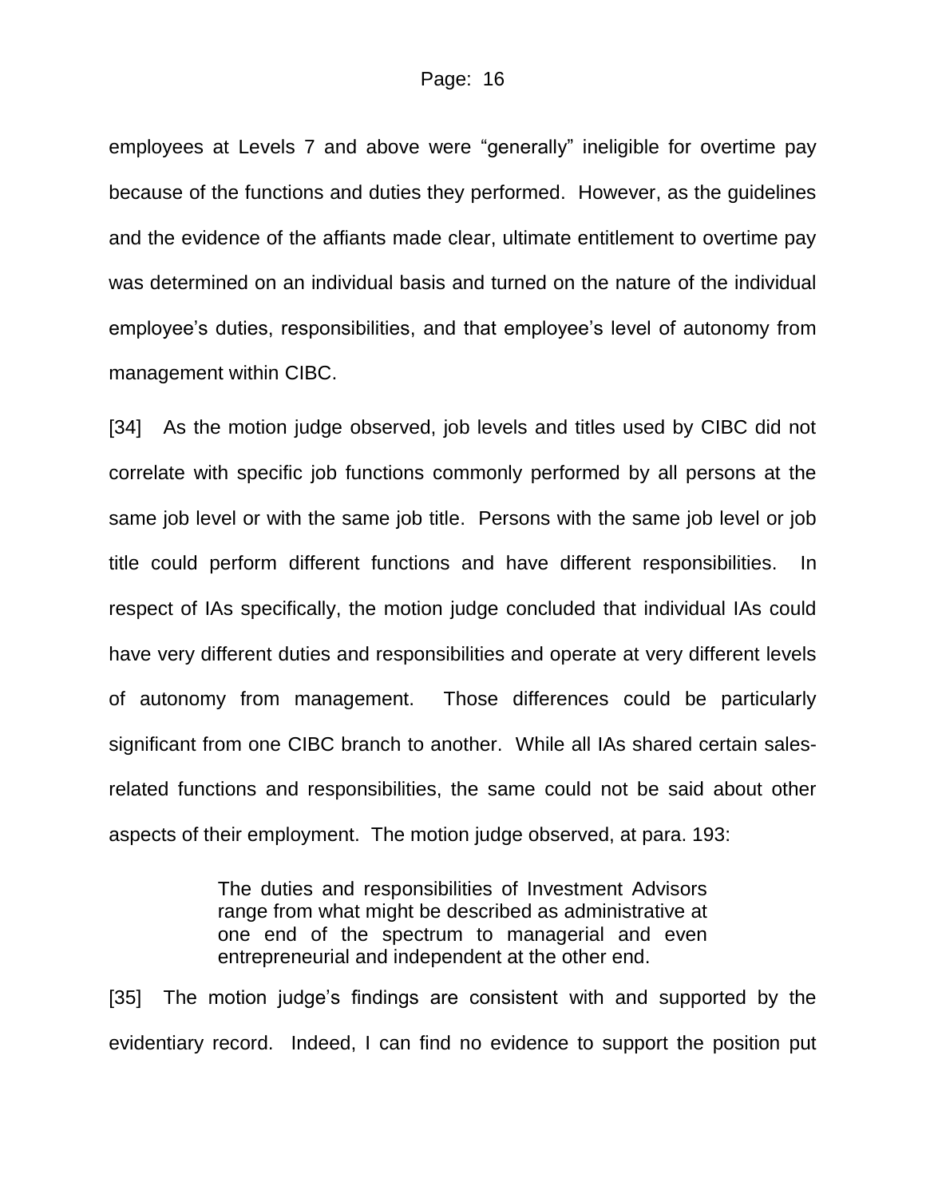employees at Levels 7 and above were “generally” ineligible for overtime pay because of the functions and duties they performed. However, as the guidelines and the evidence of the affiants made clear, ultimate entitlement to overtime pay was determined on an individual basis and turned on the nature of the individual employee’s duties, responsibilities, and that employee’s level of autonomy from management within CIBC.

[34] As the motion judge observed, job levels and titles used by CIBC did not correlate with specific job functions commonly performed by all persons at the same job level or with the same job title. Persons with the same job level or job title could perform different functions and have different responsibilities. In respect of IAs specifically, the motion judge concluded that individual IAs could have very different duties and responsibilities and operate at very different levels of autonomy from management. Those differences could be particularly significant from one CIBC branch to another. While all IAs shared certain sales-related functions and responsibilities, the same could not be said about other aspects of their employment. The motion judge observed, at para. 193:

> The duties and responsibilities of Investment Advisors range from what might be described as administrative at one end of the spectrum to managerial and even entrepreneurial and independent at the other end.

[35] The motion judge’s findings are consistent with and supported by the evidentiary record. Indeed, I can find no evidence to support the position put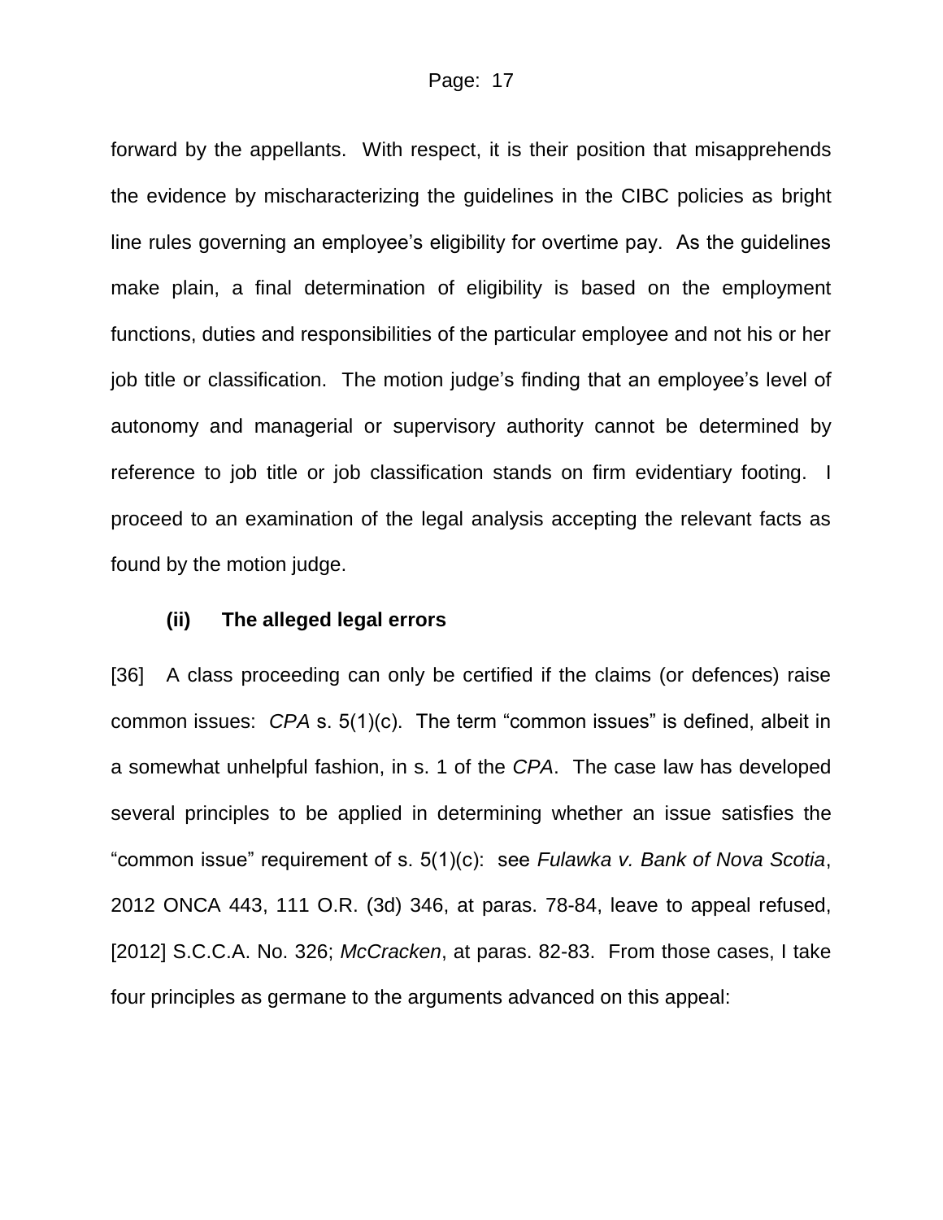forward by the appellants. With respect, it is their position that misapprehends the evidence by mischaracterizing the guidelines in the CIBC policies as bright line rules governing an employee's eligibility for overtime pay. As the guidelines make plain, a final determination of eligibility is based on the employment functions, duties and responsibilities of the particular employee and not his or her job title or classification. The motion judge's finding that an employee's level of autonomy and managerial or supervisory authority cannot be determined by reference to job title or job classification stands on firm evidentiary footing. I proceed to an examination of the legal analysis accepting the relevant facts as found by the motion judge.

**(ii) The alleged legal errors**

[36] A class proceeding can only be certified if the claims (or defences) raise common issues: *CPA* s. 5(1)(c). The term "common issues" is defined, albeit in a somewhat unhelpful fashion, in s. 1 of the *CPA*. The case law has developed several principles to be applied in determining whether an issue satisfies the "common issue" requirement of s. 5(1)(c): see *Fulawka v. Bank of Nova Scotia*, 2012 ONCA 443, 111 O.R. (3d) 346, at paras. 78-84, leave to appeal refused, [2012] S.C.C.A. No. 326; *McCracken*, at paras. 82-83. From those cases, I take four principles as germane to the arguments advanced on this appeal: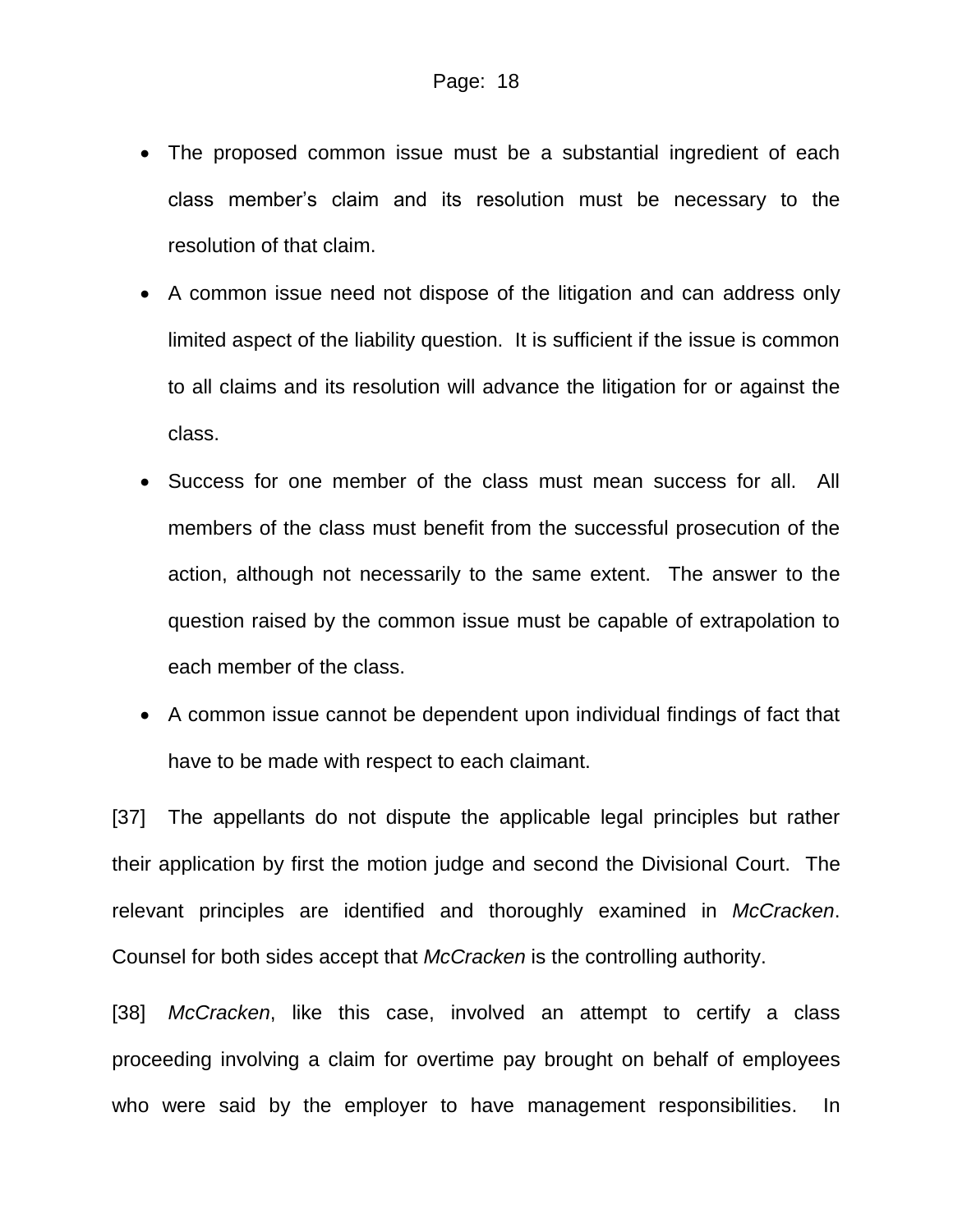- The proposed common issue must be a substantial ingredient of each class member's claim and its resolution must be necessary to the resolution of that claim.
- A common issue need not dispose of the litigation and can address only limited aspect of the liability question. It is sufficient if the issue is common to all claims and its resolution will advance the litigation for or against the class.
- Success for one member of the class must mean success for all. All members of the class must benefit from the successful prosecution of the action, although not necessarily to the same extent. The answer to the question raised by the common issue must be capable of extrapolation to each member of the class.
- A common issue cannot be dependent upon individual findings of fact that have to be made with respect to each claimant.

[37] The appellants do not dispute the applicable legal principles but rather their application by first the motion judge and second the Divisional Court. The relevant principles are identified and thoroughly examined in *McCracken*. Counsel for both sides accept that *McCracken* is the controlling authority.

[38] *McCracken*, like this case, involved an attempt to certify a class proceeding involving a claim for overtime pay brought on behalf of employees who were said by the employer to have management responsibilities. In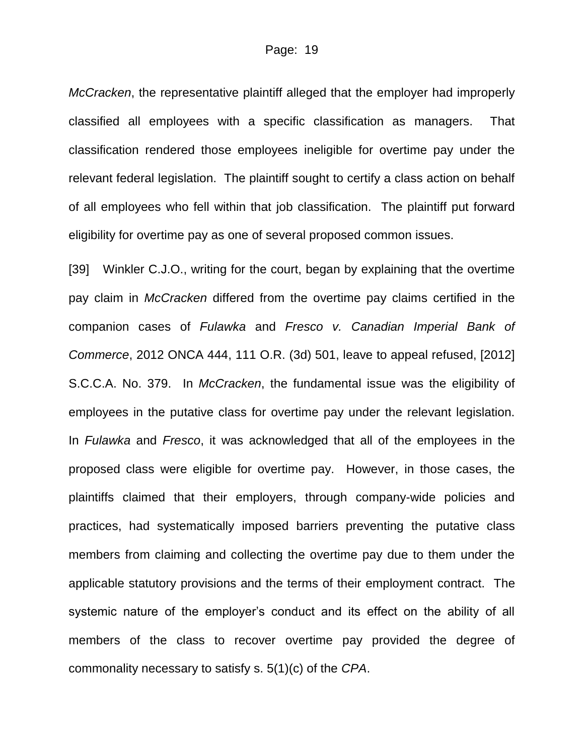*McCracken*, the representative plaintiff alleged that the employer had improperly classified all employees with a specific classification as managers. That classification rendered those employees ineligible for overtime pay under the relevant federal legislation. The plaintiff sought to certify a class action on behalf of all employees who fell within that job classification. The plaintiff put forward eligibility for overtime pay as one of several proposed common issues.

[39] Winkler C.J.O., writing for the court, began by explaining that the overtime pay claim in *McCracken* differed from the overtime pay claims certified in the companion cases of *Fulawka* and *Fresco v. Canadian Imperial Bank of Commerce*, 2012 ONCA 444, 111 O.R. (3d) 501, leave to appeal refused, [2012] S.C.C.A. No. 379. In *McCracken*, the fundamental issue was the eligibility of employees in the putative class for overtime pay under the relevant legislation. In *Fulawka* and *Fresco*, it was acknowledged that all of the employees in the proposed class were eligible for overtime pay. However, in those cases, the plaintiffs claimed that their employers, through company-wide policies and practices, had systematically imposed barriers preventing the putative class members from claiming and collecting the overtime pay due to them under the applicable statutory provisions and the terms of their employment contract. The systemic nature of the employer's conduct and its effect on the ability of all members of the class to recover overtime pay provided the degree of commonality necessary to satisfy s. 5(1)(c) of the *CPA*.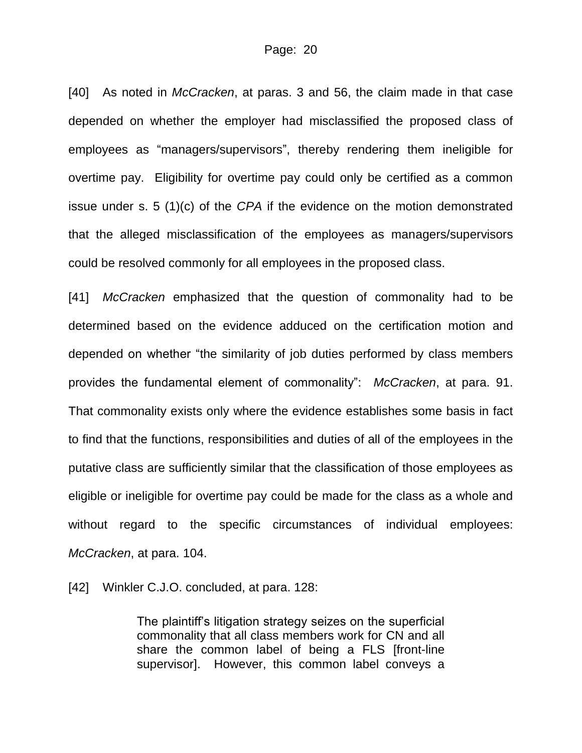[40] As noted in *McCracken*, at paras. 3 and 56, the claim made in that case depended on whether the employer had misclassified the proposed class of employees as “managers/supervisors”, thereby rendering them ineligible for overtime pay. Eligibility for overtime pay could only be certified as a common issue under s. 5 (1)(c) of the *CPA* if the evidence on the motion demonstrated that the alleged misclassification of the employees as managers/supervisors could be resolved commonly for all employees in the proposed class.

[41] *McCracken* emphasized that the question of commonality had to be determined based on the evidence adduced on the certification motion and depended on whether “the similarity of job duties performed by class members provides the fundamental element of commonality”: *McCracken*, at para. 91. That commonality exists only where the evidence establishes some basis in fact to find that the functions, responsibilities and duties of all of the employees in the putative class are sufficiently similar that the classification of those employees as eligible or ineligible for overtime pay could be made for the class as a whole and without regard to the specific circumstances of individual employees: *McCracken*, at para. 104.

[42] Winkler C.J.O. concluded, at para. 128:

> The plaintiff’s litigation strategy seizes on the superficial commonality that all class members work for CN and all share the common label of being a FLS [front-line supervisor]. However, this common label conveys a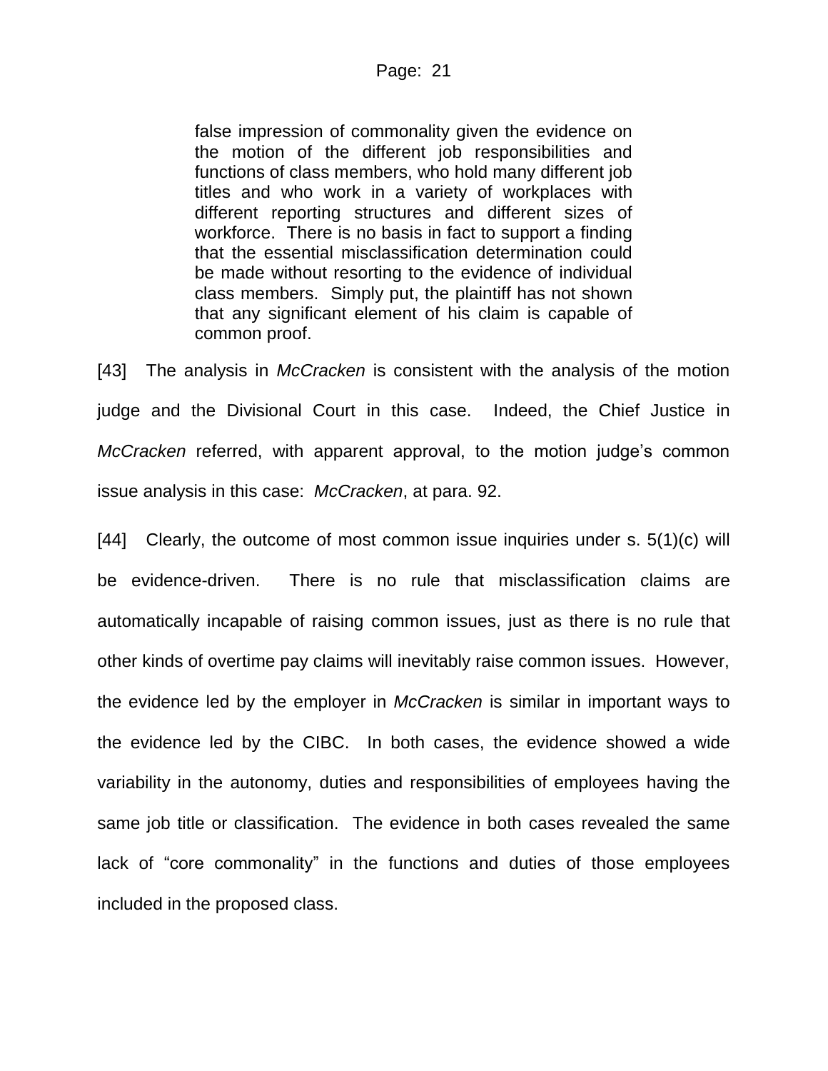> false impression of commonality given the evidence on the motion of the different job responsibilities and functions of class members, who hold many different job titles and who work in a variety of workplaces with different reporting structures and different sizes of workforce. There is no basis in fact to support a finding that the essential misclassification determination could be made without resorting to the evidence of individual class members. Simply put, the plaintiff has not shown that any significant element of his claim is capable of common proof.

[43] The analysis in *McCracken* is consistent with the analysis of the motion judge and the Divisional Court in this case. Indeed, the Chief Justice in *McCracken* referred, with apparent approval, to the motion judge's common issue analysis in this case: *McCracken*, at para. 92.

[44] Clearly, the outcome of most common issue inquiries under s. 5(1)(c) will be evidence-driven. There is no rule that misclassification claims are automatically incapable of raising common issues, just as there is no rule that other kinds of overtime pay claims will inevitably raise common issues. However, the evidence led by the employer in *McCracken* is similar in important ways to the evidence led by the CIBC. In both cases, the evidence showed a wide variability in the autonomy, duties and responsibilities of employees having the same job title or classification. The evidence in both cases revealed the same lack of "core commonality" in the functions and duties of those employees included in the proposed class.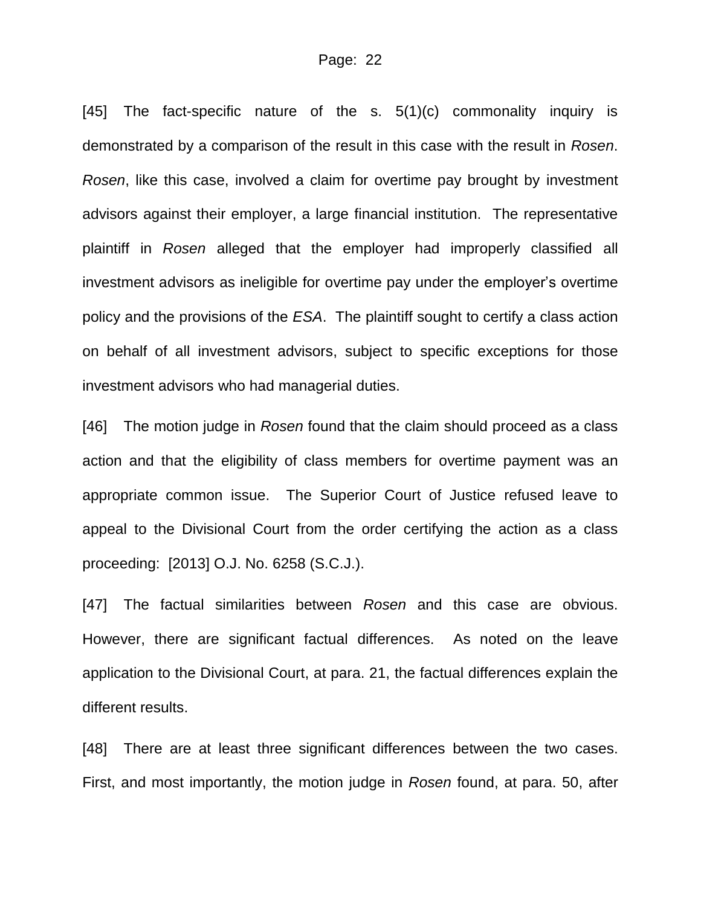[45] The fact-specific nature of the s. 5(1)(c) commonality inquiry is demonstrated by a comparison of the result in this case with the result in *Rosen*. *Rosen*, like this case, involved a claim for overtime pay brought by investment advisors against their employer, a large financial institution. The representative plaintiff in *Rosen* alleged that the employer had improperly classified all investment advisors as ineligible for overtime pay under the employer's overtime policy and the provisions of the *ESA*. The plaintiff sought to certify a class action on behalf of all investment advisors, subject to specific exceptions for those investment advisors who had managerial duties.

[46] The motion judge in *Rosen* found that the claim should proceed as a class action and that the eligibility of class members for overtime payment was an appropriate common issue. The Superior Court of Justice refused leave to appeal to the Divisional Court from the order certifying the action as a class proceeding: [2013] O.J. No. 6258 (S.C.J.).

[47] The factual similarities between *Rosen* and this case are obvious. However, there are significant factual differences. As noted on the leave application to the Divisional Court, at para. 21, the factual differences explain the different results.

[48] There are at least three significant differences between the two cases. First, and most importantly, the motion judge in *Rosen* found, at para. 50, after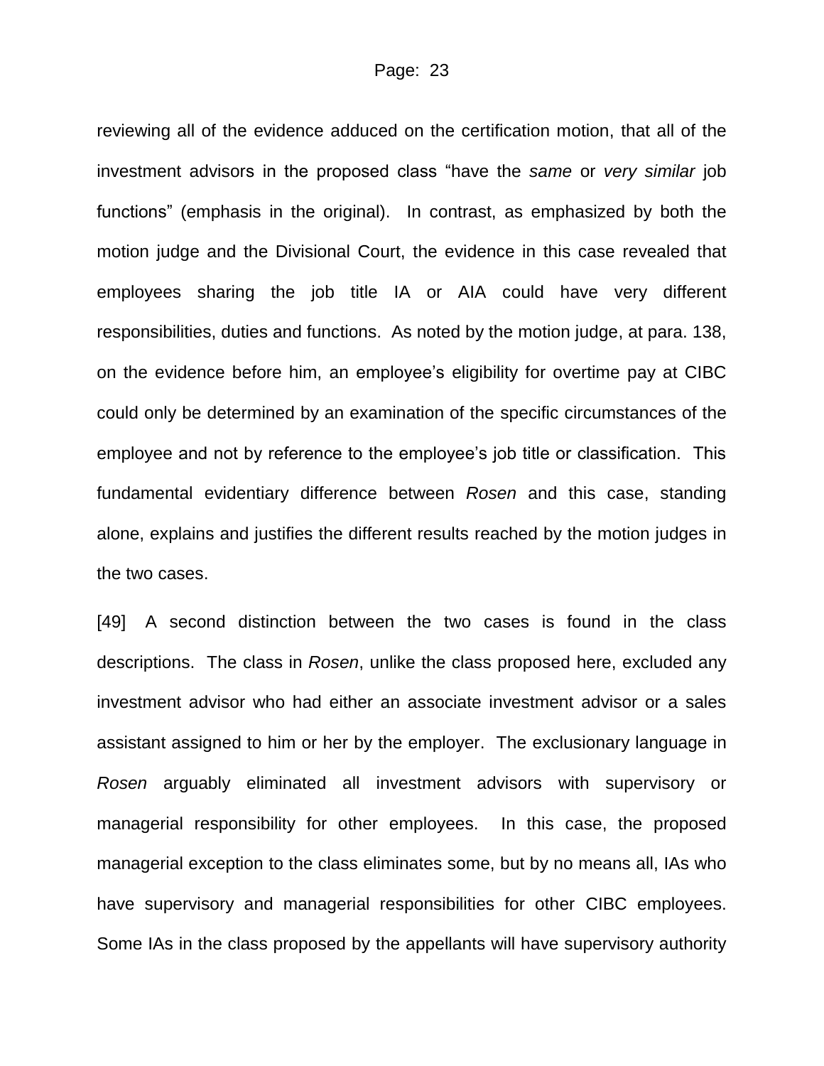reviewing all of the evidence adduced on the certification motion, that all of the investment advisors in the proposed class "have the *same* or *very similar* job functions" (emphasis in the original). In contrast, as emphasized by both the motion judge and the Divisional Court, the evidence in this case revealed that employees sharing the job title IA or AIA could have very different responsibilities, duties and functions. As noted by the motion judge, at para. 138, on the evidence before him, an employee's eligibility for overtime pay at CIBC could only be determined by an examination of the specific circumstances of the employee and not by reference to the employee's job title or classification. This fundamental evidentiary difference between *Rosen* and this case, standing alone, explains and justifies the different results reached by the motion judges in the two cases.

[49] A second distinction between the two cases is found in the class descriptions. The class in *Rosen*, unlike the class proposed here, excluded any investment advisor who had either an associate investment advisor or a sales assistant assigned to him or her by the employer. The exclusionary language in *Rosen* arguably eliminated all investment advisors with supervisory or managerial responsibility for other employees. In this case, the proposed managerial exception to the class eliminates some, but by no means all, IAs who have supervisory and managerial responsibilities for other CIBC employees. Some IAs in the class proposed by the appellants will have supervisory authority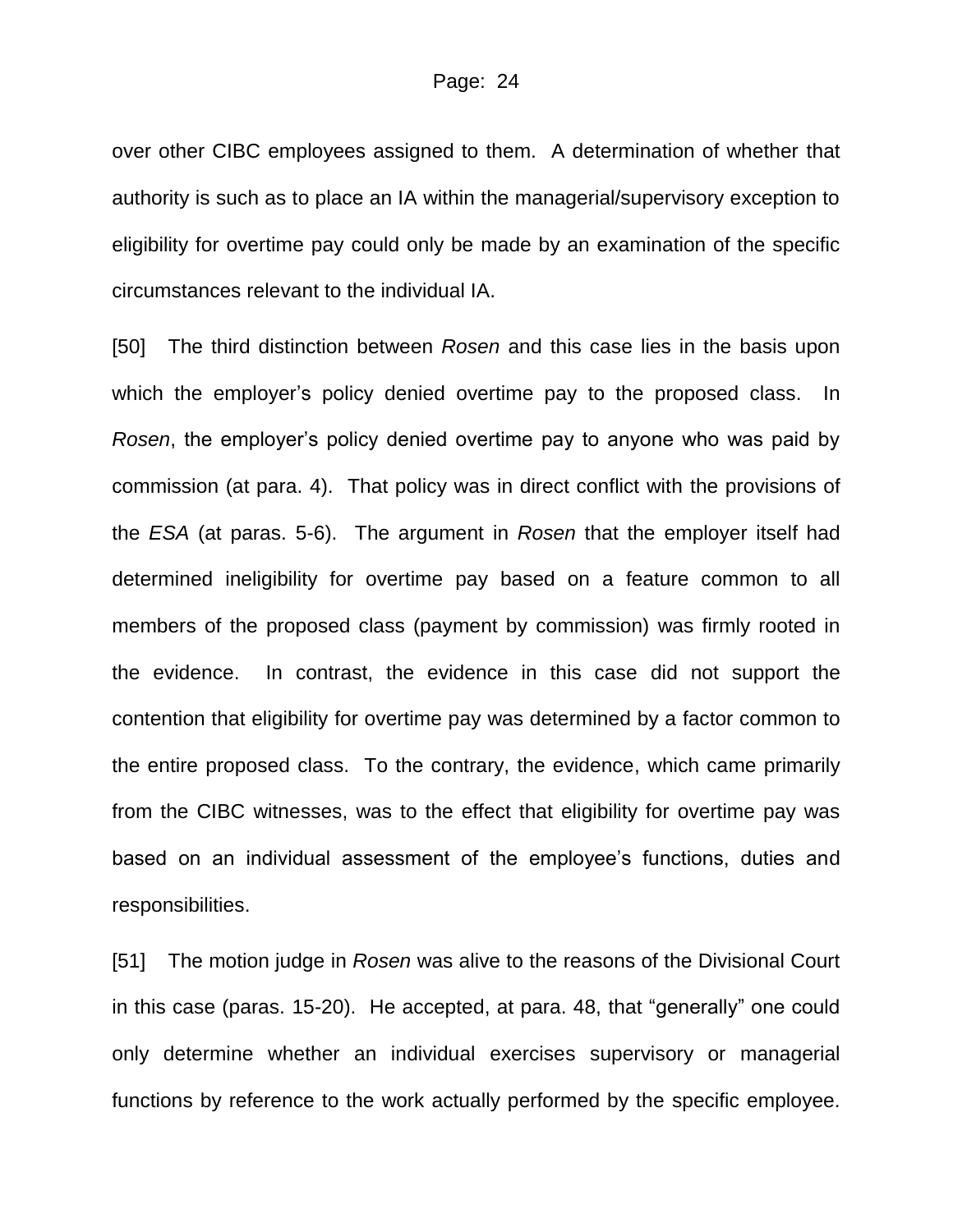over other CIBC employees assigned to them. A determination of whether that authority is such as to place an IA within the managerial/supervisory exception to eligibility for overtime pay could only be made by an examination of the specific circumstances relevant to the individual IA.

[50] The third distinction between *Rosen* and this case lies in the basis upon which the employer's policy denied overtime pay to the proposed class. In *Rosen*, the employer's policy denied overtime pay to anyone who was paid by commission (at para. 4). That policy was in direct conflict with the provisions of the *ESA* (at paras. 5-6). The argument in *Rosen* that the employer itself had determined ineligibility for overtime pay based on a feature common to all members of the proposed class (payment by commission) was firmly rooted in the evidence. In contrast, the evidence in this case did not support the contention that eligibility for overtime pay was determined by a factor common to the entire proposed class. To the contrary, the evidence, which came primarily from the CIBC witnesses, was to the effect that eligibility for overtime pay was based on an individual assessment of the employee's functions, duties and responsibilities.

[51] The motion judge in *Rosen* was alive to the reasons of the Divisional Court in this case (paras. 15-20). He accepted, at para. 48, that "generally" one could only determine whether an individual exercises supervisory or managerial functions by reference to the work actually performed by the specific employee.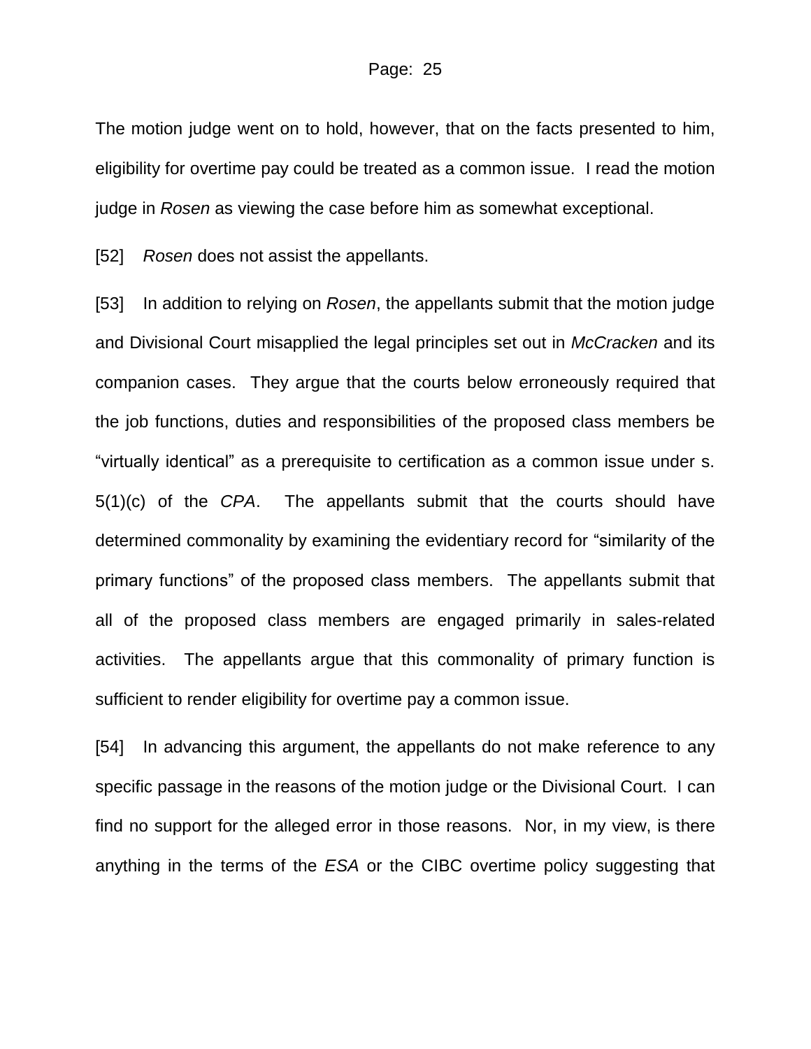The motion judge went on to hold, however, that on the facts presented to him, eligibility for overtime pay could be treated as a common issue. I read the motion judge in *Rosen* as viewing the case before him as somewhat exceptional.

[52] *Rosen* does not assist the appellants.

[53] In addition to relying on *Rosen*, the appellants submit that the motion judge and Divisional Court misapplied the legal principles set out in *McCracken* and its companion cases. They argue that the courts below erroneously required that the job functions, duties and responsibilities of the proposed class members be "virtually identical" as a prerequisite to certification as a common issue under s. 5(1)(c) of the *CPA*. The appellants submit that the courts should have determined commonality by examining the evidentiary record for "similarity of the primary functions" of the proposed class members. The appellants submit that all of the proposed class members are engaged primarily in sales-related activities. The appellants argue that this commonality of primary function is sufficient to render eligibility for overtime pay a common issue.

[54] In advancing this argument, the appellants do not make reference to any specific passage in the reasons of the motion judge or the Divisional Court. I can find no support for the alleged error in those reasons. Nor, in my view, is there anything in the terms of the *ESA* or the CIBC overtime policy suggesting that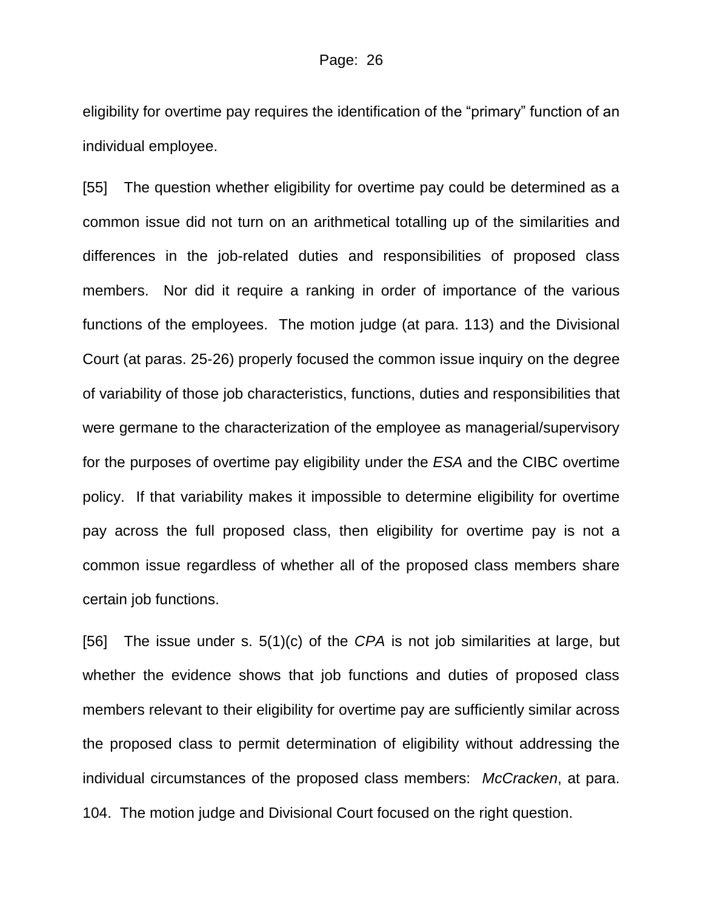eligibility for overtime pay requires the identification of the "primary" function of an individual employee.

[55] The question whether eligibility for overtime pay could be determined as a common issue did not turn on an arithmetical totalling up of the similarities and differences in the job-related duties and responsibilities of proposed class members. Nor did it require a ranking in order of importance of the various functions of the employees. The motion judge (at para. 113) and the Divisional Court (at paras. 25-26) properly focused the common issue inquiry on the degree of variability of those job characteristics, functions, duties and responsibilities that were germane to the characterization of the employee as managerial/supervisory for the purposes of overtime pay eligibility under the *ESA* and the CIBC overtime policy. If that variability makes it impossible to determine eligibility for overtime pay across the full proposed class, then eligibility for overtime pay is not a common issue regardless of whether all of the proposed class members share certain job functions.

[56] The issue under s. 5(1)(c) of the *CPA* is not job similarities at large, but whether the evidence shows that job functions and duties of proposed class members relevant to their eligibility for overtime pay are sufficiently similar across the proposed class to permit determination of eligibility without addressing the individual circumstances of the proposed class members: *McCracken*, at para. 104. The motion judge and Divisional Court focused on the right question.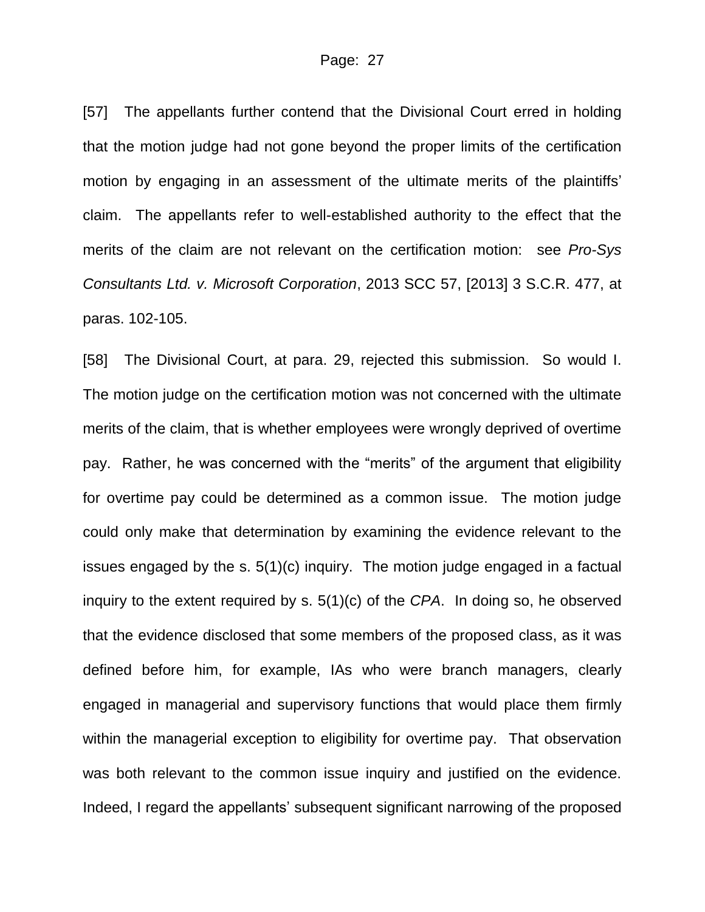[57] The appellants further contend that the Divisional Court erred in holding that the motion judge had not gone beyond the proper limits of the certification motion by engaging in an assessment of the ultimate merits of the plaintiffs' claim. The appellants refer to well-established authority to the effect that the merits of the claim are not relevant on the certification motion: see *Pro-Sys Consultants Ltd. v. Microsoft Corporation*, 2013 SCC 57, [2013] 3 S.C.R. 477, at paras. 102-105.

[58] The Divisional Court, at para. 29, rejected this submission. So would I. The motion judge on the certification motion was not concerned with the ultimate merits of the claim, that is whether employees were wrongly deprived of overtime pay. Rather, he was concerned with the "merits" of the argument that eligibility for overtime pay could be determined as a common issue. The motion judge could only make that determination by examining the evidence relevant to the issues engaged by the s. 5(1)(c) inquiry. The motion judge engaged in a factual inquiry to the extent required by s. 5(1)(c) of the *CPA*. In doing so, he observed that the evidence disclosed that some members of the proposed class, as it was defined before him, for example, IAs who were branch managers, clearly engaged in managerial and supervisory functions that would place them firmly within the managerial exception to eligibility for overtime pay. That observation was both relevant to the common issue inquiry and justified on the evidence. Indeed, I regard the appellants' subsequent significant narrowing of the proposed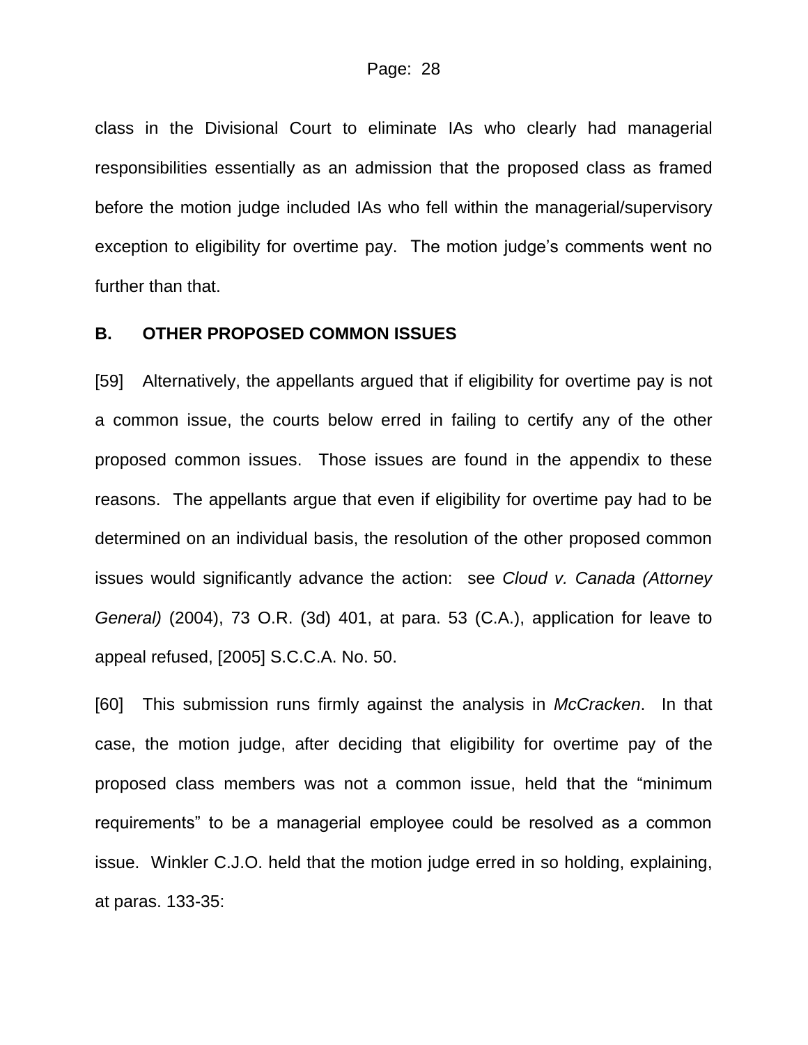class in the Divisional Court to eliminate IAs who clearly had managerial responsibilities essentially as an admission that the proposed class as framed before the motion judge included IAs who fell within the managerial/supervisory exception to eligibility for overtime pay. The motion judge's comments went no further than that.

## B. OTHER PROPOSED COMMON ISSUES

[59] Alternatively, the appellants argued that if eligibility for overtime pay is not a common issue, the courts below erred in failing to certify any of the other proposed common issues. Those issues are found in the appendix to these reasons. The appellants argue that even if eligibility for overtime pay had to be determined on an individual basis, the resolution of the other proposed common issues would significantly advance the action: see *Cloud v. Canada (Attorney General)* (2004), 73 O.R. (3d) 401, at para. 53 (C.A.), application for leave to appeal refused, [2005] S.C.C.A. No. 50.

[60] This submission runs firmly against the analysis in *McCracken*. In that case, the motion judge, after deciding that eligibility for overtime pay of the proposed class members was not a common issue, held that the "minimum requirements" to be a managerial employee could be resolved as a common issue. Winkler C.J.O. held that the motion judge erred in so holding, explaining, at paras. 133-35: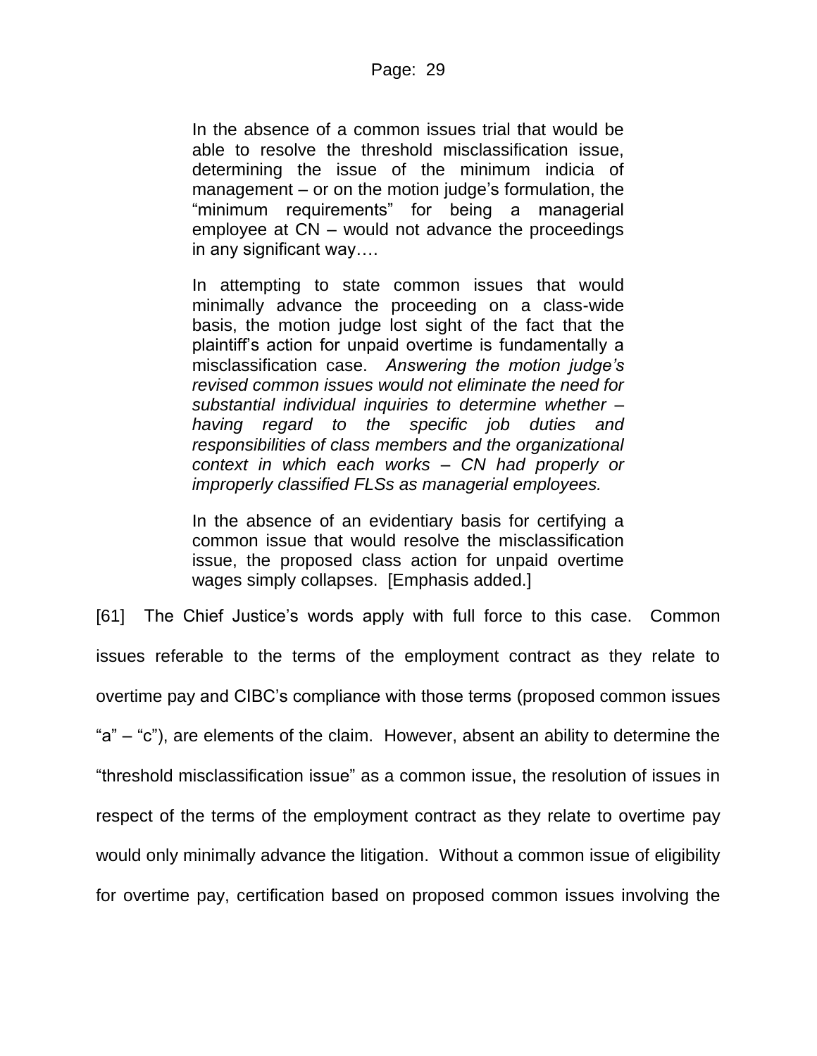> In the absence of a common issues trial that would be able to resolve the threshold misclassification issue, determining the issue of the minimum indicia of management – or on the motion judge's formulation, the "minimum requirements" for being a managerial employee at CN – would not advance the proceedings in any significant way….
>
> In attempting to state common issues that would minimally advance the proceeding on a class-wide basis, the motion judge lost sight of the fact that the plaintiff's action for unpaid overtime is fundamentally a misclassification case. *Answering the motion judge's revised common issues would not eliminate the need for substantial individual inquiries to determine whether – having regard to the specific job duties and responsibilities of class members and the organizational context in which each works – CN had properly or improperly classified FLSs as managerial employees.*
>
> In the absence of an evidentiary basis for certifying a common issue that would resolve the misclassification issue, the proposed class action for unpaid overtime wages simply collapses. [Emphasis added.]

[61] The Chief Justice's words apply with full force to this case. Common issues referable to the terms of the employment contract as they relate to overtime pay and CIBC's compliance with those terms (proposed common issues "a" – "c"), are elements of the claim. However, absent an ability to determine the "threshold misclassification issue" as a common issue, the resolution of issues in respect of the terms of the employment contract as they relate to overtime pay would only minimally advance the litigation. Without a common issue of eligibility for overtime pay, certification based on proposed common issues involving the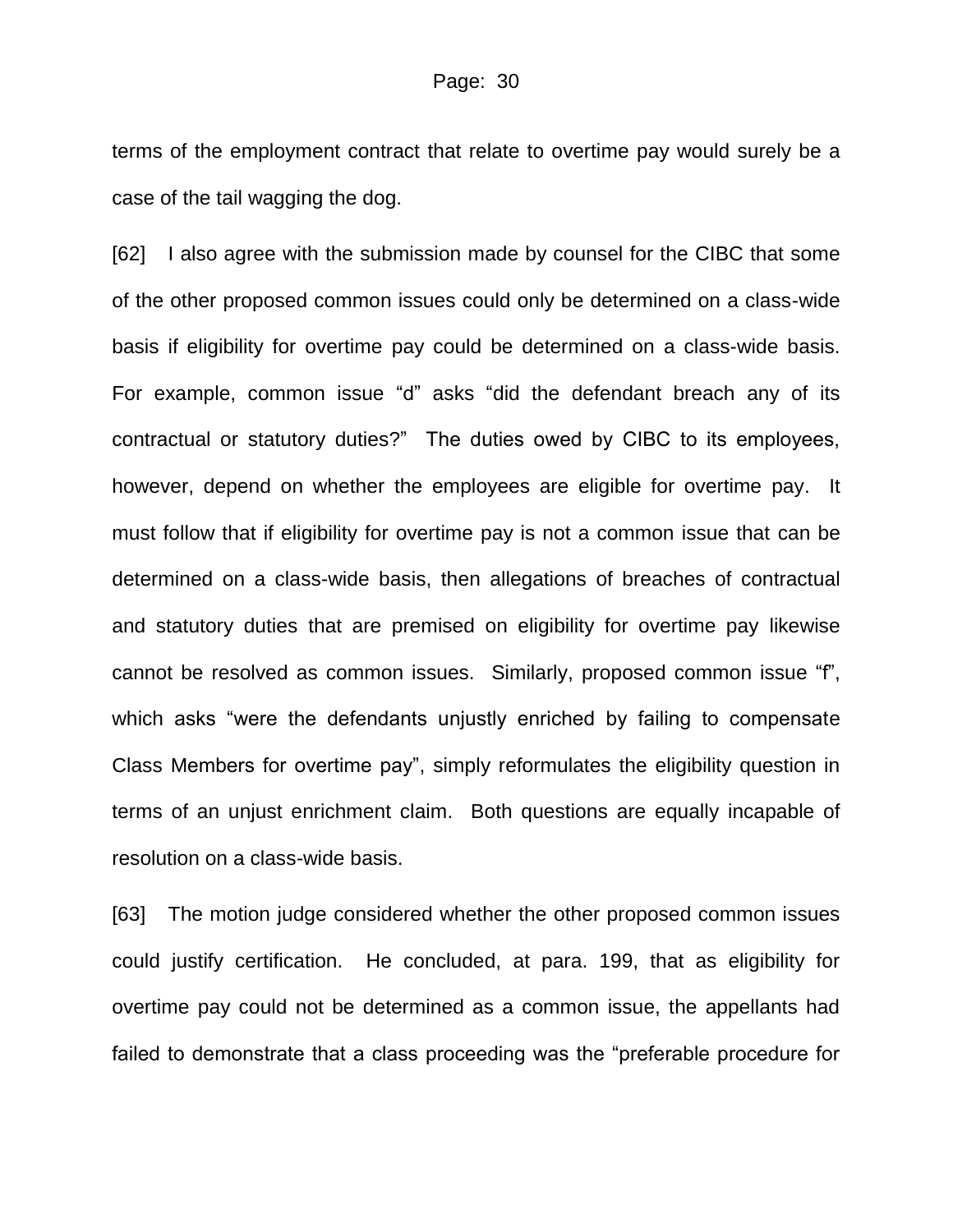terms of the employment contract that relate to overtime pay would surely be a case of the tail wagging the dog.

[62] I also agree with the submission made by counsel for the CIBC that some of the other proposed common issues could only be determined on a class-wide basis if eligibility for overtime pay could be determined on a class-wide basis. For example, common issue "d" asks "did the defendant breach any of its contractual or statutory duties?" The duties owed by CIBC to its employees, however, depend on whether the employees are eligible for overtime pay. It must follow that if eligibility for overtime pay is not a common issue that can be determined on a class-wide basis, then allegations of breaches of contractual and statutory duties that are premised on eligibility for overtime pay likewise cannot be resolved as common issues. Similarly, proposed common issue "f", which asks "were the defendants unjustly enriched by failing to compensate Class Members for overtime pay", simply reformulates the eligibility question in terms of an unjust enrichment claim. Both questions are equally incapable of resolution on a class-wide basis.

[63] The motion judge considered whether the other proposed common issues could justify certification. He concluded, at para. 199, that as eligibility for overtime pay could not be determined as a common issue, the appellants had failed to demonstrate that a class proceeding was the "preferable procedure for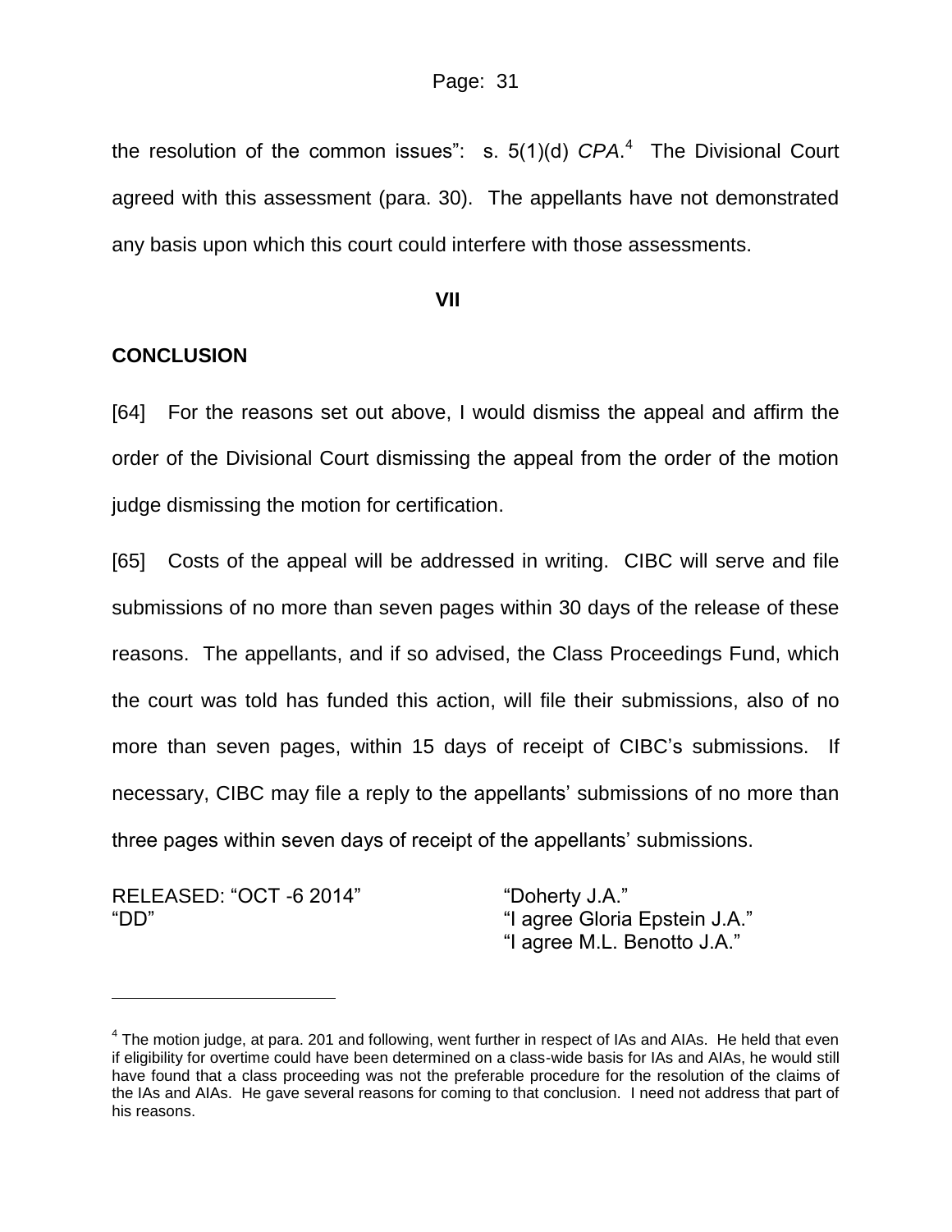the resolution of the common issues": s. 5(1)(d) *CPA*.[4] The Divisional Court agreed with this assessment (para. 30). The appellants have not demonstrated any basis upon which this court could interfere with those assessments.

**VII**

## CONCLUSION

[64] For the reasons set out above, I would dismiss the appeal and affirm the order of the Divisional Court dismissing the appeal from the order of the motion judge dismissing the motion for certification.

[65] Costs of the appeal will be addressed in writing. CIBC will serve and file submissions of no more than seven pages within 30 days of the release of these reasons. The appellants, and if so advised, the Class Proceedings Fund, which the court was told has funded this action, will file their submissions, also of no more than seven pages, within 15 days of receipt of CIBC's submissions. If necessary, CIBC may file a reply to the appellants' submissions of no more than three pages within seven days of receipt of the appellants' submissions.

RELEASED: "OCT -6 2014"
"DD"

"Doherty J.A."
"I agree Gloria Epstein J.A."
"I agree M.L. Benotto J.A."

---

[4] The motion judge, at para. 201 and following, went further in respect of IAs and AIAs. He held that even if eligibility for overtime could have been determined on a class-wide basis for IAs and AIAs, he would still have found that a class proceeding was not the preferable procedure for the resolution of the claims of the IAs and AIAs. He gave several reasons for coming to that conclusion. I need not address that part of his reasons.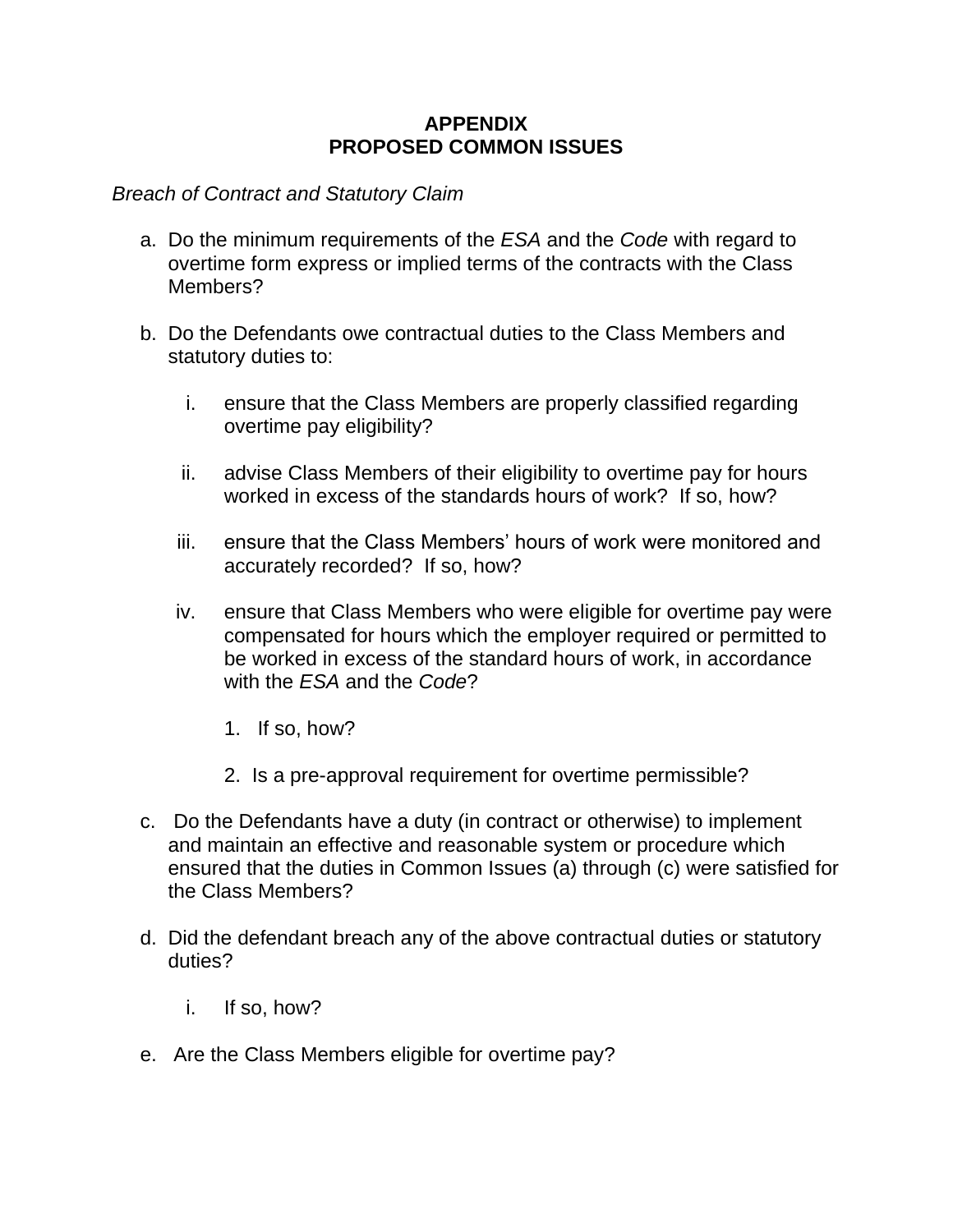**APPENDIX**
**PROPOSED COMMON ISSUES**

*Breach of Contract and Statutory Claim*

a. Do the minimum requirements of the *ESA* and the *Code* with regard to overtime form express or implied terms of the contracts with the Class Members?

b. Do the Defendants owe contractual duties to the Class Members and statutory duties to:

   i. ensure that the Class Members are properly classified regarding overtime pay eligibility?

   ii. advise Class Members of their eligibility to overtime pay for hours worked in excess of the standards hours of work? If so, how?

   iii. ensure that the Class Members' hours of work were monitored and accurately recorded? If so, how?

   iv. ensure that Class Members who were eligible for overtime pay were compensated for hours which the employer required or permitted to be worked in excess of the standard hours of work, in accordance with the *ESA* and the *Code*?

      1. If so, how?

      2. Is a pre-approval requirement for overtime permissible?

c. Do the Defendants have a duty (in contract or otherwise) to implement and maintain an effective and reasonable system or procedure which ensured that the duties in Common Issues (a) through (c) were satisfied for the Class Members?

d. Did the defendant breach any of the above contractual duties or statutory duties?

   i. If so, how?

e. Are the Class Members eligible for overtime pay?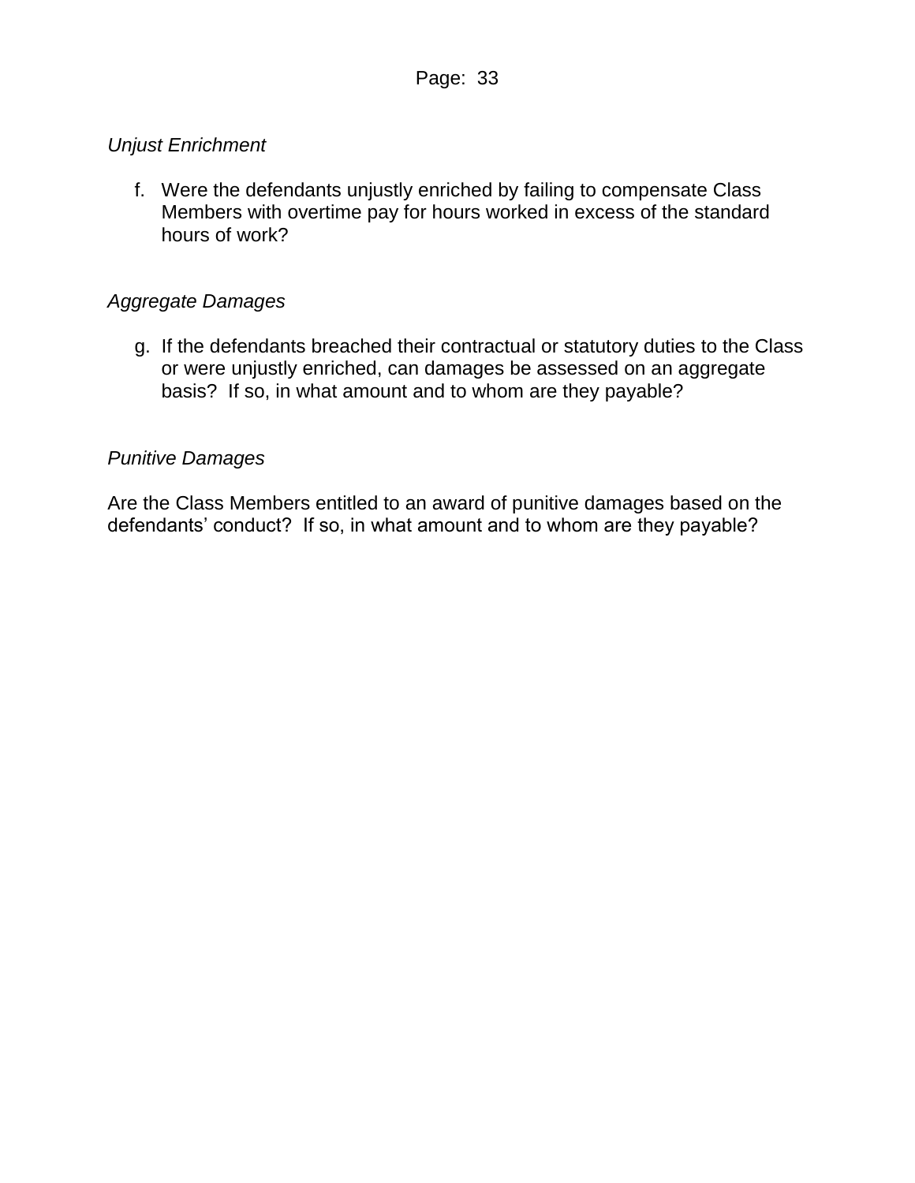*Unjust Enrichment*

f. Were the defendants unjustly enriched by failing to compensate Class Members with overtime pay for hours worked in excess of the standard hours of work?

*Aggregate Damages*

g. If the defendants breached their contractual or statutory duties to the Class or were unjustly enriched, can damages be assessed on an aggregate basis? If so, in what amount and to whom are they payable?

*Punitive Damages*

Are the Class Members entitled to an award of punitive damages based on the defendants' conduct? If so, in what amount and to whom are they payable?